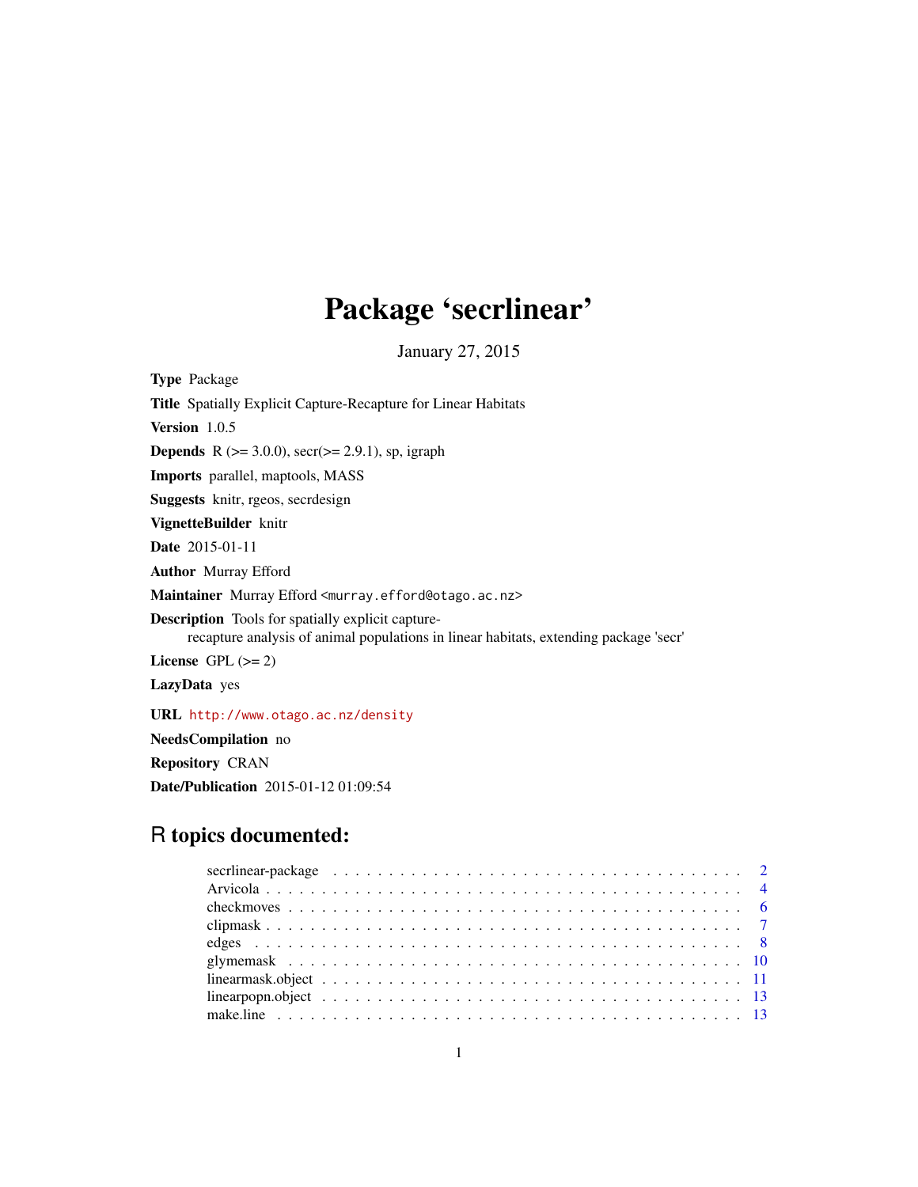# Package 'secrlinear'

January 27, 2015

**Type** Package

**Title** Spatially Explicit Capture-Recapture for Linear Habitats

**Version** 1.0.5

**Depends** R (>= 3.0.0), secr(>= 2.9.1), sp, igraph

**Imports** parallel, maptools, MASS

**Suggests** knitr, rgeos, secrdesign

**VignetteBuilder** knitr

**Date** 2015-01-11

**Author** Murray Efford

**Maintainer** Murray Efford <murray.efford@otago.ac.nz>

**Description** Tools for spatially explicit capture-recapture analysis of animal populations in linear habitats, extending package 'secr'

**License** GPL (>= 2)

**LazyData** yes

**URL** http://www.otago.ac.nz/density

**NeedsCompilation** no

**Repository** CRAN

**Date/Publication** 2015-01-12 01:09:54

## R topics documented:

| | |
|---|---|
| secrlinear-package | 2 |
| Arvicola | 4 |
| checkmoves | 6 |
| clipmask | 7 |
| edges | 8 |
| glymemask | 10 |
| linearmask.object | 11 |
| linearpopn.object | 13 |
| make.line | 13 |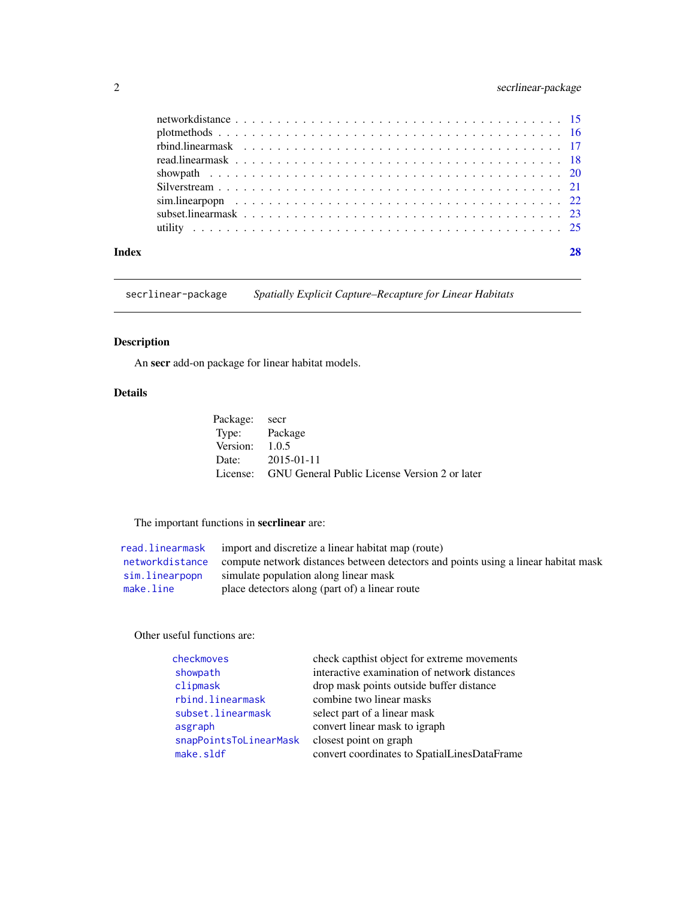| | |
|---|---|
| networkdistance | 15 |
| plotmethods | 16 |
| rbind.linearmask | 17 |
| read.linearmask | 18 |
| showpath | 20 |
| Silverstream | 21 |
| sim.linearpopn | 22 |
| subset.linearmask | 23 |
| utility | 25 |

**Index** 28

---

`secrlinear-package` *Spatially Explicit Capture–Recapture for Linear Habitats*

---

## Description

An **secr** add-on package for linear habitat models.

## Details

| | |
|---|---|
| Package: | secr |
| Type: | Package |
| Version: | 1.0.5 |
| Date: | 2015-01-11 |
| License: | GNU General Public License Version 2 or later |

The important functions in **secrlinear** are:

| | |
|---|---|
| `read.linearmask` | import and discretize a linear habitat map (route) |
| `networkdistance` | compute network distances between detectors and points using a linear habitat mask |
| `sim.linearpopn` | simulate population along linear mask |
| `make.line` | place detectors along (part of) a linear route |

Other useful functions are:

| | |
|---|---|
| `checkmoves` | check capthist object for extreme movements |
| `showpath` | interactive examination of network distances |
| `clipmask` | drop mask points outside buffer distance |
| `rbind.linearmask` | combine two linear masks |
| `subset.linearmask` | select part of a linear mask |
| `asgraph` | convert linear mask to igraph |
| `snapPointsToLinearMask` | closest point on graph |
| `make.sldf` | convert coordinates to SpatialLinesDataFrame |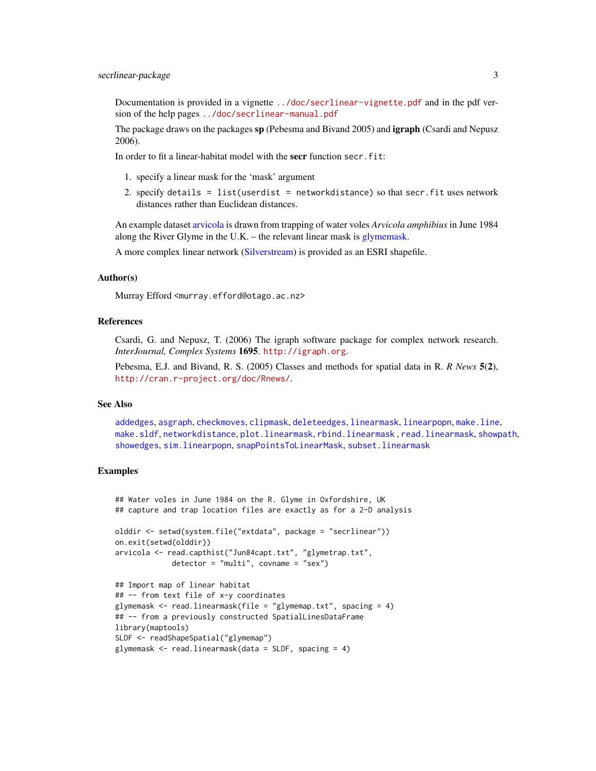Documentation is provided in a vignette `../doc/secrlinear-vignette.pdf` and in the pdf version of the help pages `../doc/secrlinear-manual.pdf`

The package draws on the packages **sp** (Pebesma and Bivand 2005) and **igraph** (Csardi and Nepusz 2006).

In order to fit a linear-habitat model with the **secr** function `secr.fit`:

1. specify a linear mask for the 'mask' argument
2. specify `details = list(userdist = networkdistance)` so that `secr.fit` uses network distances rather than Euclidean distances.

An example dataset arvicola is drawn from trapping of water voles *Arvicola amphibius* in June 1984 along the River Glyme in the U.K. – the relevant linear mask is glymemask.

A more complex linear network (Silverstream) is provided as an ESRI shapefile.

### Author(s)

Murray Efford <murray.efford@otago.ac.nz>

### References

Csardi, G. and Nepusz, T. (2006) The igraph software package for complex network research. *InterJournal, Complex Systems* **1695**. http://igraph.org.

Pebesma, E.J. and Bivand, R. S. (2005) Classes and methods for spatial data in R. *R News* **5(2)**, http://cran.r-project.org/doc/Rnews/.

### See Also

addedges, asgraph, checkmoves, clipmask, deleteedges, linearmask, linearpopn, make.line, make.sldf, networkdistance, plot.linearmask, rbind.linearmask, read.linearmask, showpath, showedges, sim.linearpopn, snapPointsToLinearMask, subset.linearmask

### Examples

```
## Water voles in June 1984 on the R. Glyme in Oxfordshire, UK
## capture and trap location files are exactly as for a 2-D analysis

olddir <- setwd(system.file("extdata", package = "secrlinear"))
on.exit(setwd(olddir))
arvicola <- read.capthist("Jun84capt.txt", "glymetrap.txt",
            detector = "multi", covname = "sex")

## Import map of linear habitat
## -- from text file of x-y coordinates
glymemask <- read.linearmask(file = "glymemap.txt", spacing = 4)
## -- from a previously constructed SpatialLinesDataFrame
library(maptools)
SLDF <- readShapeSpatial("glymemap")
glymemask <- read.linearmask(data = SLDF, spacing = 4)
```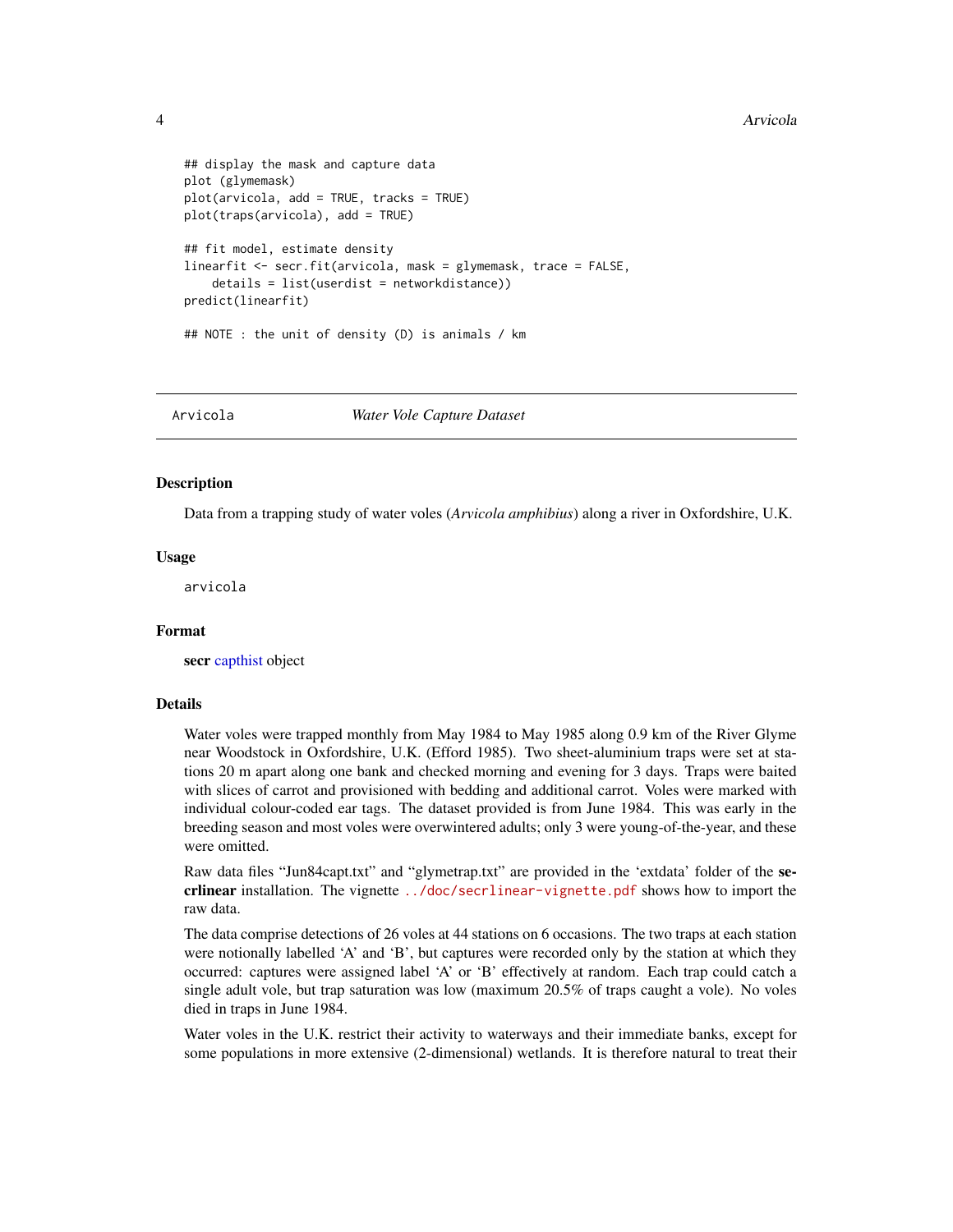```
## display the mask and capture data
plot (glymemask)
plot(arvicola, add = TRUE, tracks = TRUE)
plot(traps(arvicola), add = TRUE)

## fit model, estimate density
linearfit <- secr.fit(arvicola, mask = glymemask, trace = FALSE,
    details = list(userdist = networkdistance))
predict(linearfit)

## NOTE : the unit of density (D) is animals / km
```

---

`Arvicola` *Water Vole Capture Dataset*

---

### Description

Data from a trapping study of water voles (*Arvicola amphibius*) along a river in Oxfordshire, U.K.

### Usage

```
arvicola
```

### Format

**secr** capthist object

### Details

Water voles were trapped monthly from May 1984 to May 1985 along 0.9 km of the River Glyme near Woodstock in Oxfordshire, U.K. (Efford 1985). Two sheet-aluminium traps were set at stations 20 m apart along one bank and checked morning and evening for 3 days. Traps were baited with slices of carrot and provisioned with bedding and additional carrot. Voles were marked with individual colour-coded ear tags. The dataset provided is from June 1984. This was early in the breeding season and most voles were overwintered adults; only 3 were young-of-the-year, and these were omitted.

Raw data files "Jun84capt.txt" and "glymetrap.txt" are provided in the 'extdata' folder of the **secrlinear** installation. The vignette `../doc/secrlinear-vignette.pdf` shows how to import the raw data.

The data comprise detections of 26 voles at 44 stations on 6 occasions. The two traps at each station were notionally labelled 'A' and 'B', but captures were recorded only by the station at which they occurred: captures were assigned label 'A' or 'B' effectively at random. Each trap could catch a single adult vole, but trap saturation was low (maximum 20.5% of traps caught a vole). No voles died in traps in June 1984.

Water voles in the U.K. restrict their activity to waterways and their immediate banks, except for some populations in more extensive (2-dimensional) wetlands. It is therefore natural to treat their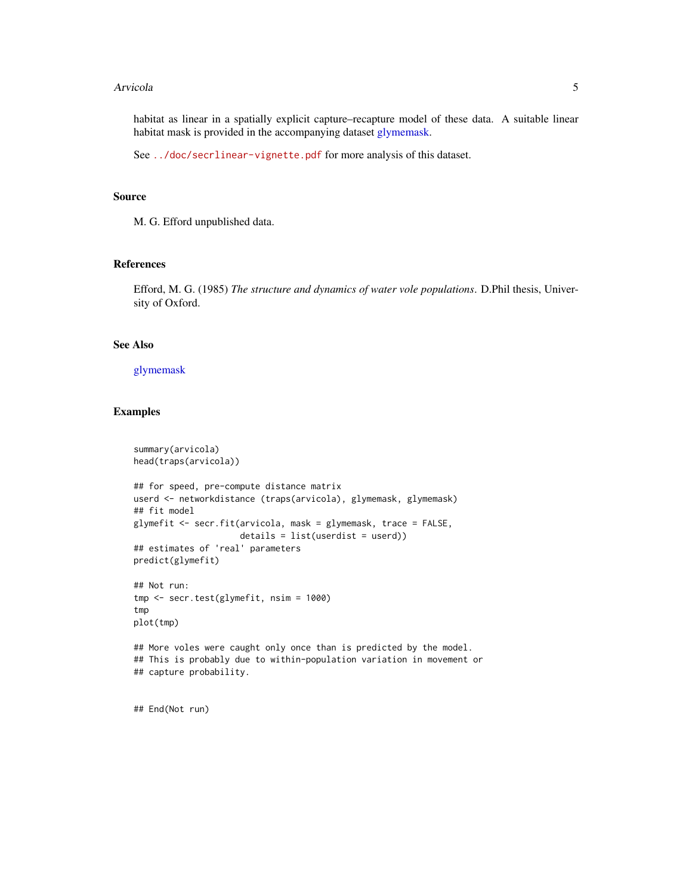habitat as linear in a spatially explicit capture–recapture model of these data. A suitable linear habitat mask is provided in the accompanying dataset glymemask.

See ../doc/secrlinear-vignette.pdf for more analysis of this dataset.

## Source

M. G. Efford unpublished data.

## References

Efford, M. G. (1985) *The structure and dynamics of water vole populations*. D.Phil thesis, University of Oxford.

## See Also

glymemask

## Examples

```
summary(arvicola)
head(traps(arvicola))

## for speed, pre-compute distance matrix
userd <- networkdistance (traps(arvicola), glymemask, glymemask)
## fit model
glymefit <- secr.fit(arvicola, mask = glymemask, trace = FALSE,
                     details = list(userdist = userd))
## estimates of 'real' parameters
predict(glymefit)

## Not run:
tmp <- secr.test(glymefit, nsim = 1000)
tmp
plot(tmp)

## More voles were caught only once than is predicted by the model.
## This is probably due to within-population variation in movement or
## capture probability.


## End(Not run)
```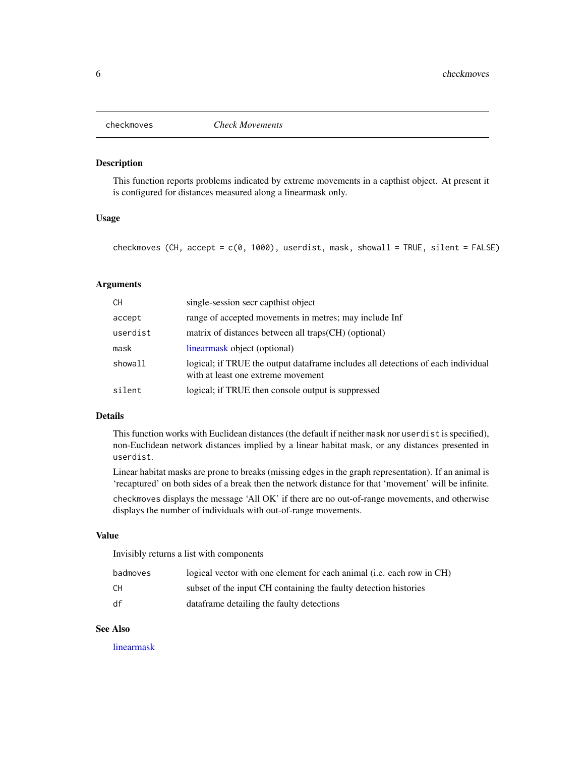# checkmoves — *Check Movements*

## Description

This function reports problems indicated by extreme movements in a capthist object. At present it is configured for distances measured along a linearmask only.

## Usage

```
checkmoves (CH, accept = c(0, 1000), userdist, mask, showall = TRUE, silent = FALSE)
```

## Arguments

| | |
|---|---|
| CH | single-session secr capthist object |
| accept | range of accepted movements in metres; may include Inf |
| userdist | matrix of distances between all traps(CH) (optional) |
| mask | linearmask object (optional) |
| showall | logical; if TRUE the output dataframe includes all detections of each individual with at least one extreme movement |
| silent | logical; if TRUE then console output is suppressed |

## Details

This function works with Euclidean distances (the default if neither `mask` nor `userdist` is specified), non-Euclidean network distances implied by a linear habitat mask, or any distances presented in `userdist`.

Linear habitat masks are prone to breaks (missing edges in the graph representation). If an animal is 'recaptured' on both sides of a break then the network distance for that 'movement' will be infinite.

`checkmoves` displays the message 'All OK' if there are no out-of-range movements, and otherwise displays the number of individuals with out-of-range movements.

## Value

Invisibly returns a list with components

| | |
|---|---|
| badmoves | logical vector with one element for each animal (i.e. each row in CH) |
| CH | subset of the input CH containing the faulty detection histories |
| df | dataframe detailing the faulty detections |

## See Also

linearmask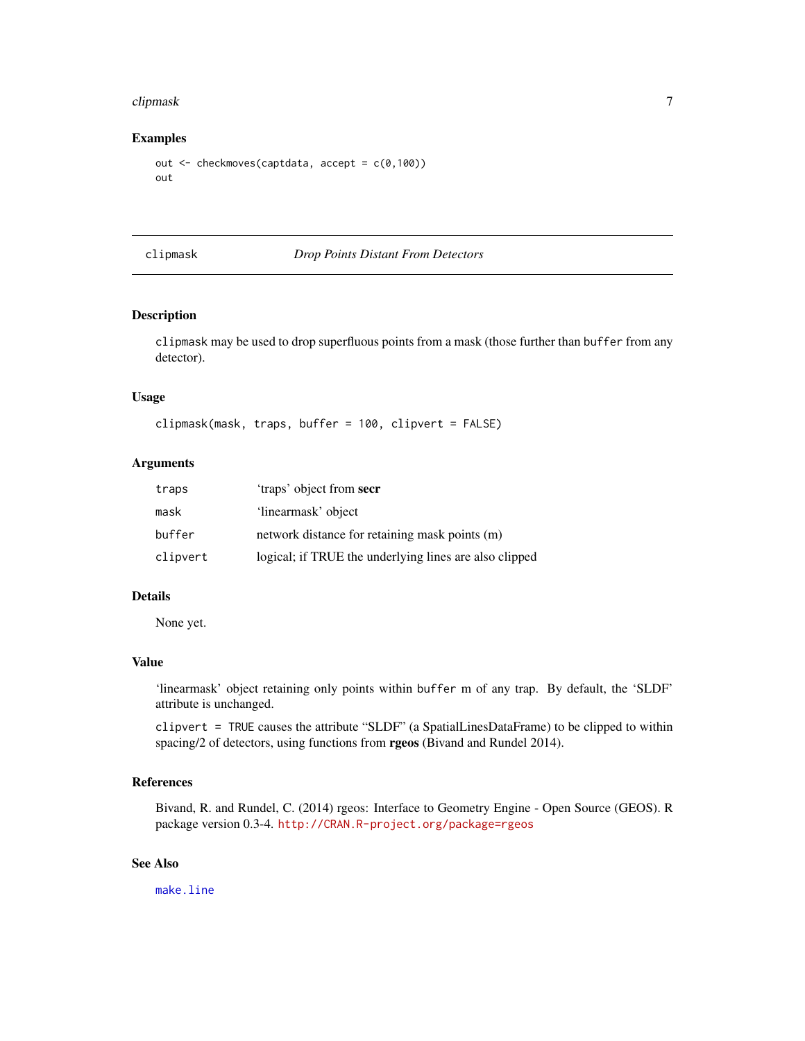## Examples

```
out <- checkmoves(captdata, accept = c(0,100))
out
```

---

## clipmask — *Drop Points Distant From Detectors*

---

### Description

`clipmask` may be used to drop superfluous points from a mask (those further than `buffer` from any detector).

### Usage

```
clipmask(mask, traps, buffer = 100, clipvert = FALSE)
```

### Arguments

| | |
|---|---|
| `traps` | 'traps' object from **secr** |
| `mask` | 'linearmask' object |
| `buffer` | network distance for retaining mask points (m) |
| `clipvert` | logical; if TRUE the underlying lines are also clipped |

### Details

None yet.

### Value

'linearmask' object retaining only points within `buffer` m of any trap. By default, the 'SLDF' attribute is unchanged.

`clipvert = TRUE` causes the attribute "SLDF" (a SpatialLinesDataFrame) to be clipped to within spacing/2 of detectors, using functions from **rgeos** (Bivand and Rundel 2014).

### References

Bivand, R. and Rundel, C. (2014) rgeos: Interface to Geometry Engine - Open Source (GEOS). R package version 0.3-4. http://CRAN.R-project.org/package=rgeos

### See Also

`make.line`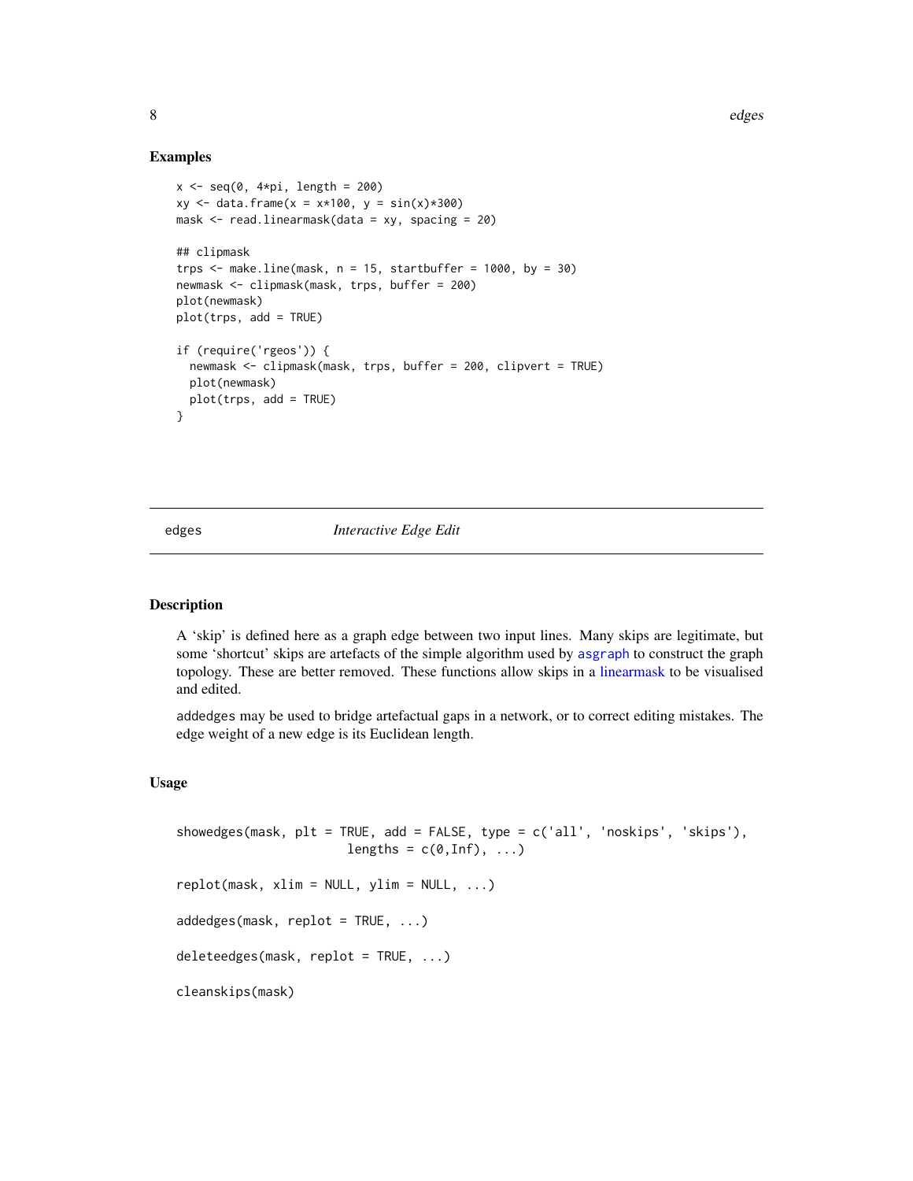## Examples

```
x <- seq(0, 4*pi, length = 200)
xy <- data.frame(x = x*100, y = sin(x)*300)
mask <- read.linearmask(data = xy, spacing = 20)

## clipmask
trps <- make.line(mask, n = 15, startbuffer = 1000, by = 30)
newmask <- clipmask(mask, trps, buffer = 200)
plot(newmask)
plot(trps, add = TRUE)

if (require('rgeos')) {
  newmask <- clipmask(mask, trps, buffer = 200, clipvert = TRUE)
  plot(newmask)
  plot(trps, add = TRUE)
}
```

---

# edges *Interactive Edge Edit*

---

## Description

A 'skip' is defined here as a graph edge between two input lines. Many skips are legitimate, but some 'shortcut' skips are artefacts of the simple algorithm used by `asgraph` to construct the graph topology. These are better removed. These functions allow skips in a linearmask to be visualised and edited.

`addedges` may be used to bridge artefactual gaps in a network, or to correct editing mistakes. The edge weight of a new edge is its Euclidean length.

## Usage

```
showedges(mask, plt = TRUE, add = FALSE, type = c('all', 'noskips', 'skips'),
                         lengths = c(0,Inf), ...)

replot(mask, xlim = NULL, ylim = NULL, ...)

addedges(mask, replot = TRUE, ...)

deleteedges(mask, replot = TRUE, ...)

cleanskips(mask)
```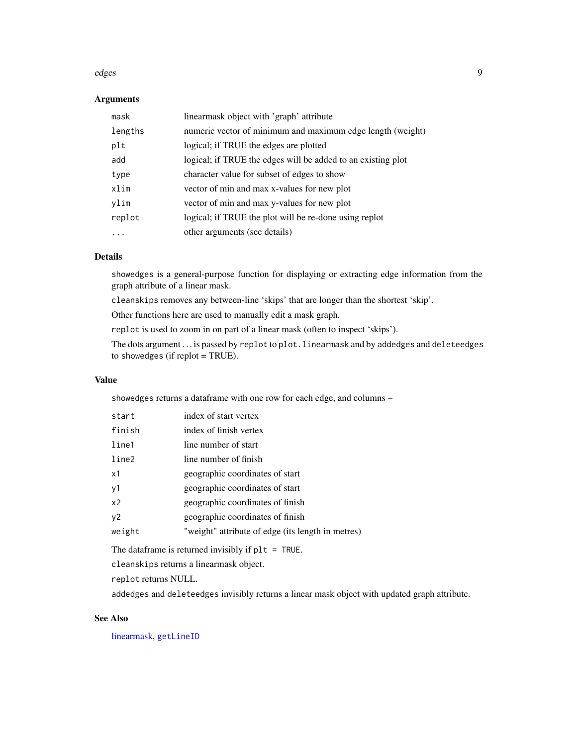### Arguments

| | |
|---|---|
| `mask` | linearmask object with 'graph' attribute |
| `lengths` | numeric vector of minimum and maximum edge length (weight) |
| `plt` | logical; if TRUE the edges are plotted |
| `add` | logical; if TRUE the edges will be added to an existing plot |
| `type` | character value for subset of edges to show |
| `xlim` | vector of min and max x-values for new plot |
| `ylim` | vector of min and max y-values for new plot |
| `replot` | logical; if TRUE the plot will be re-done using replot |
| `...` | other arguments (see details) |

### Details

`showedges` is a general-purpose function for displaying or extracting edge information from the graph attribute of a linear mask.

`cleanskips` removes any between-line 'skips' that are longer than the shortest 'skip'.

Other functions here are used to manually edit a mask graph.

`replot` is used to zoom in on part of a linear mask (often to inspect 'skips').

The dots argument ... is passed by `replot` to `plot.linearmask` and by `addedges` and `deleteedges` to `showedges` (if replot = TRUE).

### Value

`showedges` returns a dataframe with one row for each edge, and columns –

| | |
|---|---|
| `start` | index of start vertex |
| `finish` | index of finish vertex |
| `line1` | line number of start |
| `line2` | line number of finish |
| `x1` | geographic coordinates of start |
| `y1` | geographic coordinates of start |
| `x2` | geographic coordinates of finish |
| `y2` | geographic coordinates of finish |
| `weight` | "weight" attribute of edge (its length in metres) |

The dataframe is returned invisibly if `plt = TRUE`.

`cleanskips` returns a linearmask object.

`replot` returns NULL.

`addedges` and `deleteedges` invisibly returns a linear mask object with updated graph attribute.

### See Also

linearmask, `getLineID`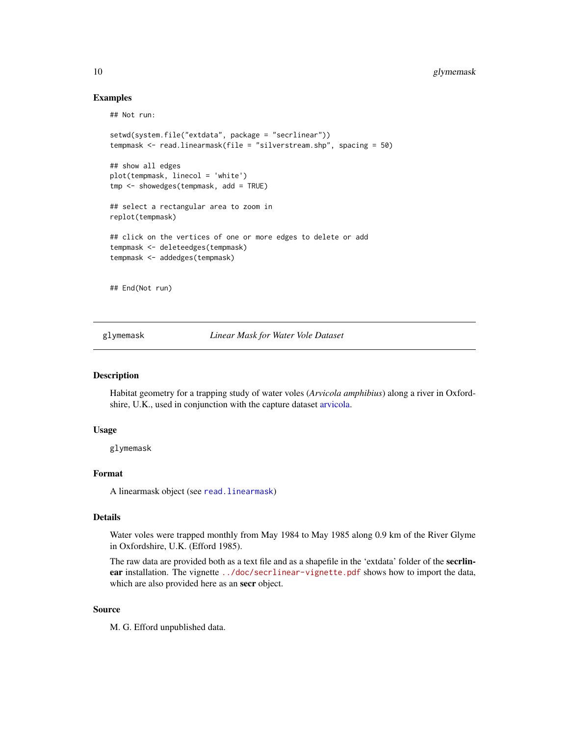### Examples

```
## Not run:

setwd(system.file("extdata", package = "secrlinear"))
tempmask <- read.linearmask(file = "silverstream.shp", spacing = 50)

## show all edges
plot(tempmask, linecol = 'white')
tmp <- showedges(tempmask, add = TRUE)

## select a rectangular area to zoom in
replot(tempmask)

## click on the vertices of one or more edges to delete or add
tempmask <- deleteedges(tempmask)
tempmask <- addedges(tempmask)


## End(Not run)
```

---

## glymemask &nbsp;&nbsp;&nbsp;&nbsp; *Linear Mask for Water Vole Dataset*

---

### Description

Habitat geometry for a trapping study of water voles (*Arvicola amphibius*) along a river in Oxfordshire, U.K., used in conjunction with the capture dataset arvicola.

### Usage

```
glymemask
```

### Format

A linearmask object (see `read.linearmask`)

### Details

Water voles were trapped monthly from May 1984 to May 1985 along 0.9 km of the River Glyme in Oxfordshire, U.K. (Efford 1985).

The raw data are provided both as a text file and as a shapefile in the 'extdata' folder of the **secrlinear** installation. The vignette `../doc/secrlinear-vignette.pdf` shows how to import the data, which are also provided here as an **secr** object.

### Source

M. G. Efford unpublished data.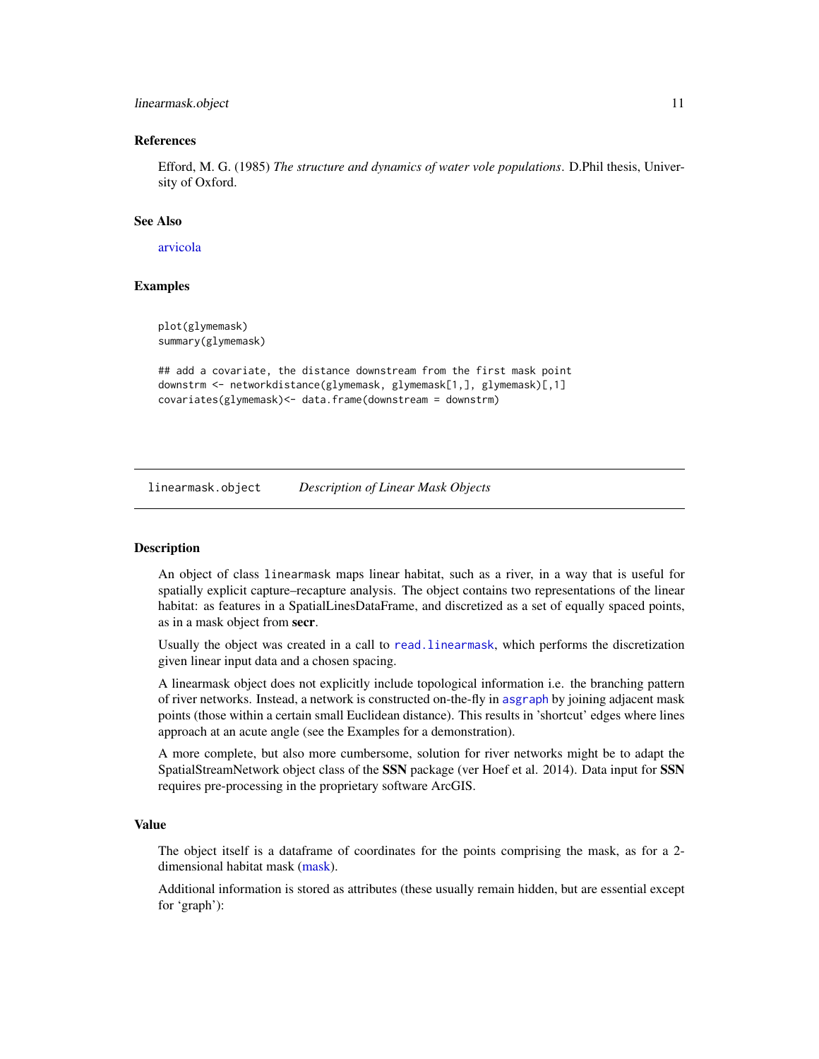### References

Efford, M. G. (1985) *The structure and dynamics of water vole populations*. D.Phil thesis, University of Oxford.

### See Also

arvicola

### Examples

```
plot(glymemask)
summary(glymemask)

## add a covariate, the distance downstream from the first mask point
downstrm <- networkdistance(glymemask, glymemask[1,], glymemask)[,1]
covariates(glymemask)<- data.frame(downstream = downstrm)
```

---

## linearmask.object    *Description of Linear Mask Objects*

---

### Description

An object of class linearmask maps linear habitat, such as a river, in a way that is useful for spatially explicit capture–recapture analysis. The object contains two representations of the linear habitat: as features in a SpatialLinesDataFrame, and discretized as a set of equally spaced points, as in a mask object from **secr**.

Usually the object was created in a call to `read.linearmask`, which performs the discretization given linear input data and a chosen spacing.

A linearmask object does not explicitly include topological information i.e. the branching pattern of river networks. Instead, a network is constructed on-the-fly in `asgraph` by joining adjacent mask points (those within a certain small Euclidean distance). This results in 'shortcut' edges where lines approach at an acute angle (see the Examples for a demonstration).

A more complete, but also more cumbersome, solution for river networks might be to adapt the SpatialStreamNetwork object class of the **SSN** package (ver Hoef et al. 2014). Data input for **SSN** requires pre-processing in the proprietary software ArcGIS.

### Value

The object itself is a dataframe of coordinates for the points comprising the mask, as for a 2-dimensional habitat mask (mask).

Additional information is stored as attributes (these usually remain hidden, but are essential except for 'graph'):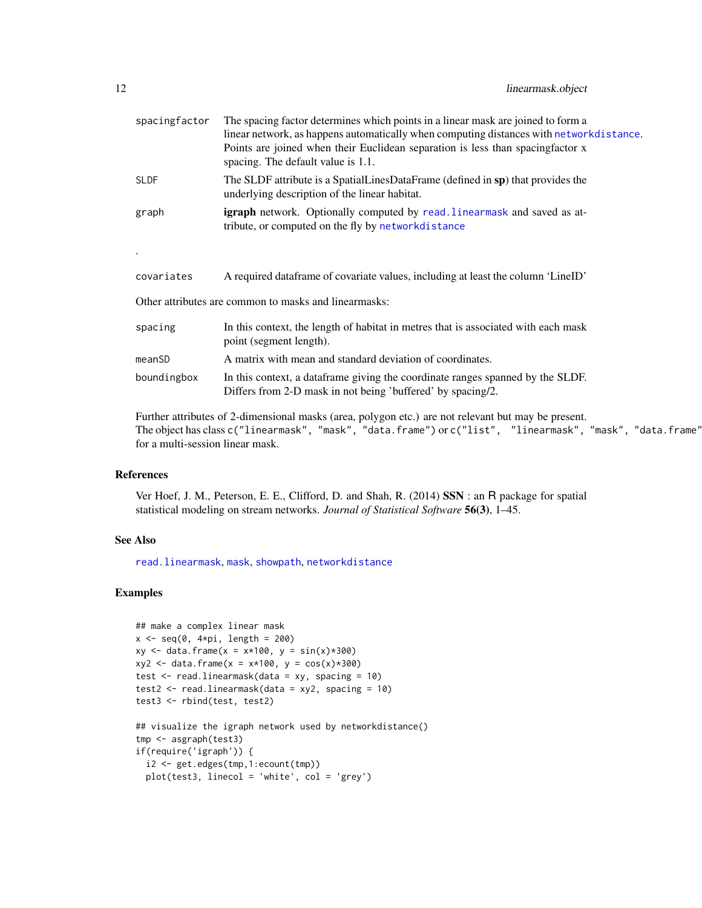| | |
|---|---|
| spacingfactor | The spacing factor determines which points in a linear mask are joined to form a linear network, as happens automatically when computing distances with networkdistance. Points are joined when their Euclidean separation is less than spacingfactor x spacing. The default value is 1.1. |
| SLDF | The SLDF attribute is a SpatialLinesDataFrame (defined in **sp**) that provides the underlying description of the linear habitat. |
| graph | **igraph** network. Optionally computed by read.linearmask and saved as attribute, or computed on the fly by networkdistance |

.

| | |
|---|---|
| covariates | A required dataframe of covariate values, including at least the column 'LineID' |

Other attributes are common to masks and linearmasks:

| | |
|---|---|
| spacing | In this context, the length of habitat in metres that is associated with each mask point (segment length). |
| meanSD | A matrix with mean and standard deviation of coordinates. |
| boundingbox | In this context, a dataframe giving the coordinate ranges spanned by the SLDF. Differs from 2-D mask in not being 'buffered' by spacing/2. |

Further attributes of 2-dimensional masks (area, polygon etc.) are not relevant but may be present. The object has class `c("linearmask", "mask", "data.frame")` or `c("list", "linearmask", "mask", "data.frame"` for a multi-session linear mask.

### References

Ver Hoef, J. M., Peterson, E. E., Clifford, D. and Shah, R. (2014) **SSN** : an R package for spatial statistical modeling on stream networks. *Journal of Statistical Software* **56(3)**, 1–45.

### See Also

read.linearmask, mask, showpath, networkdistance

### Examples

```
## make a complex linear mask
x <- seq(0, 4*pi, length = 200)
xy <- data.frame(x = x*100, y = sin(x)*300)
xy2 <- data.frame(x = x*100, y = cos(x)*300)
test <- read.linearmask(data = xy, spacing = 10)
test2 <- read.linearmask(data = xy2, spacing = 10)
test3 <- rbind(test, test2)

## visualize the igraph network used by networkdistance()
tmp <- asgraph(test3)
if(require('igraph')) {
  i2 <- get.edges(tmp,1:ecount(tmp))
  plot(test3, linecol = 'white', col = 'grey')
```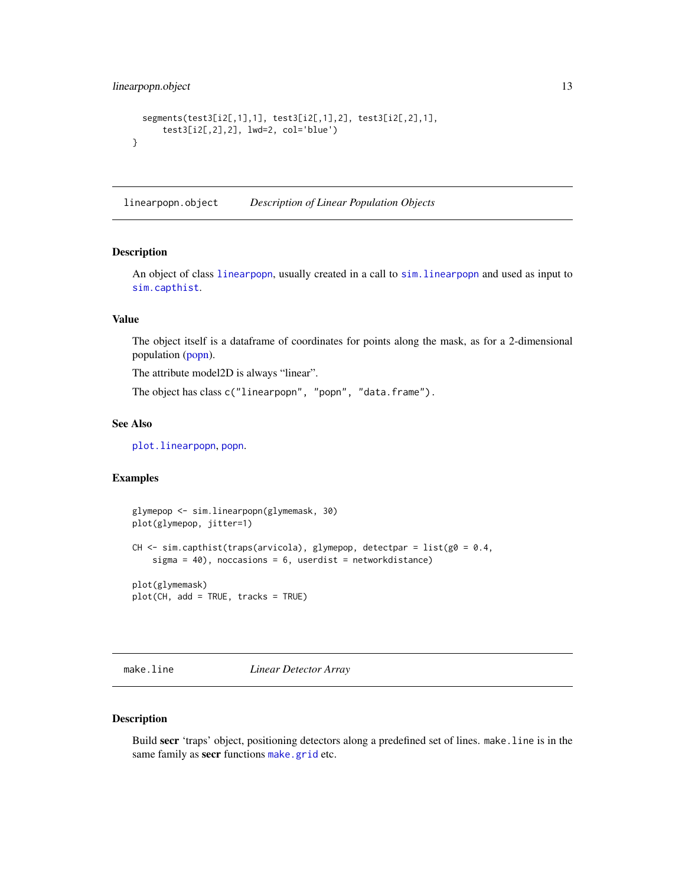```
  segments(test3[i2[,1],1], test3[i2[,1],2], test3[i2[,2],1],
      test3[i2[,2],2], lwd=2, col='blue')
}
```

## linearpopn.object — *Description of Linear Population Objects*

### Description

An object of class `linearpopn`, usually created in a call to `sim.linearpopn` and used as input to `sim.capthist`.

### Value

The object itself is a dataframe of coordinates for points along the mask, as for a 2-dimensional population (popn).

The attribute model2D is always "linear".

The object has class `c("linearpopn", "popn", "data.frame")`.

### See Also

`plot.linearpopn`, `popn`.

### Examples

```
glymepop <- sim.linearpopn(glymemask, 30)
plot(glymepop, jitter=1)

CH <- sim.capthist(traps(arvicola), glymepop, detectpar = list(g0 = 0.4,
    sigma = 40), noccasions = 6, userdist = networkdistance)

plot(glymemask)
plot(CH, add = TRUE, tracks = TRUE)
```

## make.line — *Linear Detector Array*

### Description

Build **secr** 'traps' object, positioning detectors along a predefined set of lines. `make.line` is in the same family as **secr** functions `make.grid` etc.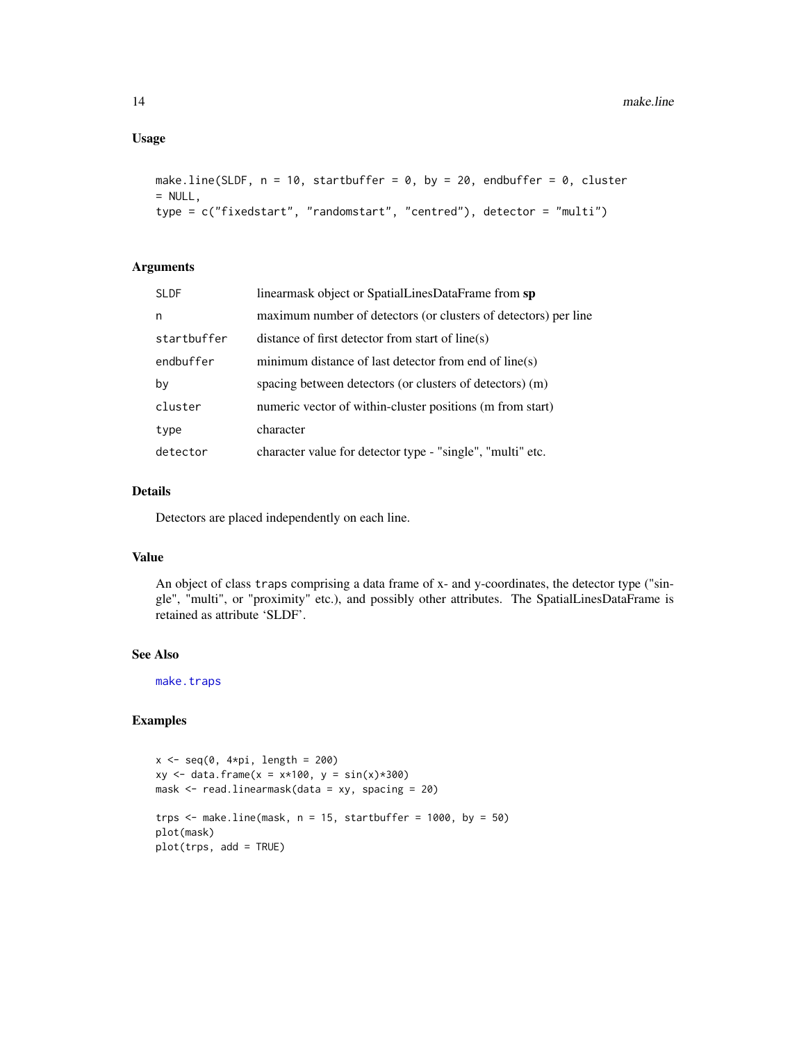## Usage

```
make.line(SLDF, n = 10, startbuffer = 0, by = 20, endbuffer = 0, cluster
= NULL,
type = c("fixedstart", "randomstart", "centred"), detector = "multi")
```

## Arguments

| | |
|---|---|
| SLDF | linearmask object or SpatialLinesDataFrame from **sp** |
| n | maximum number of detectors (or clusters of detectors) per line |
| startbuffer | distance of first detector from start of line(s) |
| endbuffer | minimum distance of last detector from end of line(s) |
| by | spacing between detectors (or clusters of detectors) (m) |
| cluster | numeric vector of within-cluster positions (m from start) |
| type | character |
| detector | character value for detector type - "single", "multi" etc. |

## Details

Detectors are placed independently on each line.

## Value

An object of class `traps` comprising a data frame of x- and y-coordinates, the detector type ("single", "multi", or "proximity" etc.), and possibly other attributes. The SpatialLinesDataFrame is retained as attribute 'SLDF'.

## See Also

`make.traps`

## Examples

```
x <- seq(0, 4*pi, length = 200)
xy <- data.frame(x = x*100, y = sin(x)*300)
mask <- read.linearmask(data = xy, spacing = 20)

trps <- make.line(mask, n = 15, startbuffer = 1000, by = 50)
plot(mask)
plot(trps, add = TRUE)
```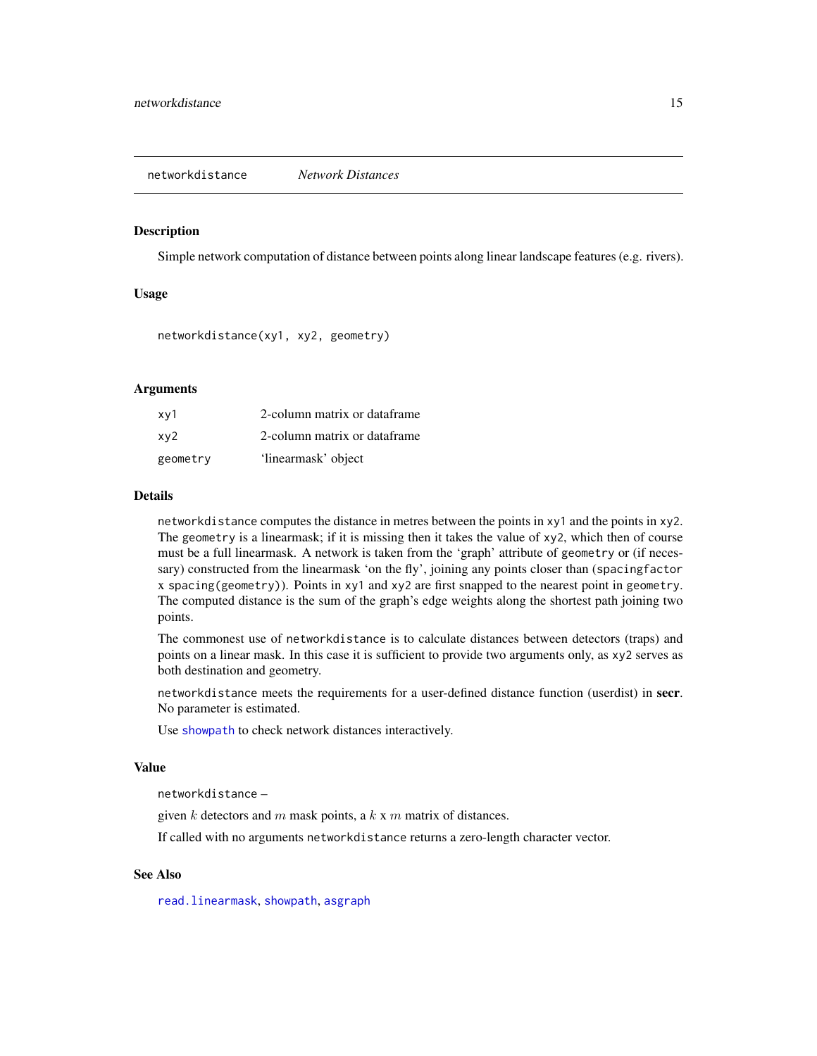## networkdistance *Network Distances*

### Description

Simple network computation of distance between points along linear landscape features (e.g. rivers).

### Usage

```
networkdistance(xy1, xy2, geometry)
```

### Arguments

| | |
|---|---|
| xy1 | 2-column matrix or dataframe |
| xy2 | 2-column matrix or dataframe |
| geometry | 'linearmask' object |

### Details

`networkdistance` computes the distance in metres between the points in `xy1` and the points in `xy2`. The `geometry` is a linearmask; if it is missing then it takes the value of `xy2`, which then of course must be a full linearmask. A network is taken from the 'graph' attribute of `geometry` or (if necessary) constructed from the linearmask 'on the fly', joining any points closer than (`spacingfactor` x `spacing(geometry)`). Points in `xy1` and `xy2` are first snapped to the nearest point in `geometry`. The computed distance is the sum of the graph's edge weights along the shortest path joining two points.

The commonest use of `networkdistance` is to calculate distances between detectors (traps) and points on a linear mask. In this case it is sufficient to provide two arguments only, as `xy2` serves as both destination and geometry.

`networkdistance` meets the requirements for a user-defined distance function (userdist) in **secr**. No parameter is estimated.

Use `showpath` to check network distances interactively.

### Value

`networkdistance` –

given $k$ detectors and $m$ mask points, a $k$ x $m$ matrix of distances.

If called with no arguments `networkdistance` returns a zero-length character vector.

### See Also

`read.linearmask`, `showpath`, `asgraph`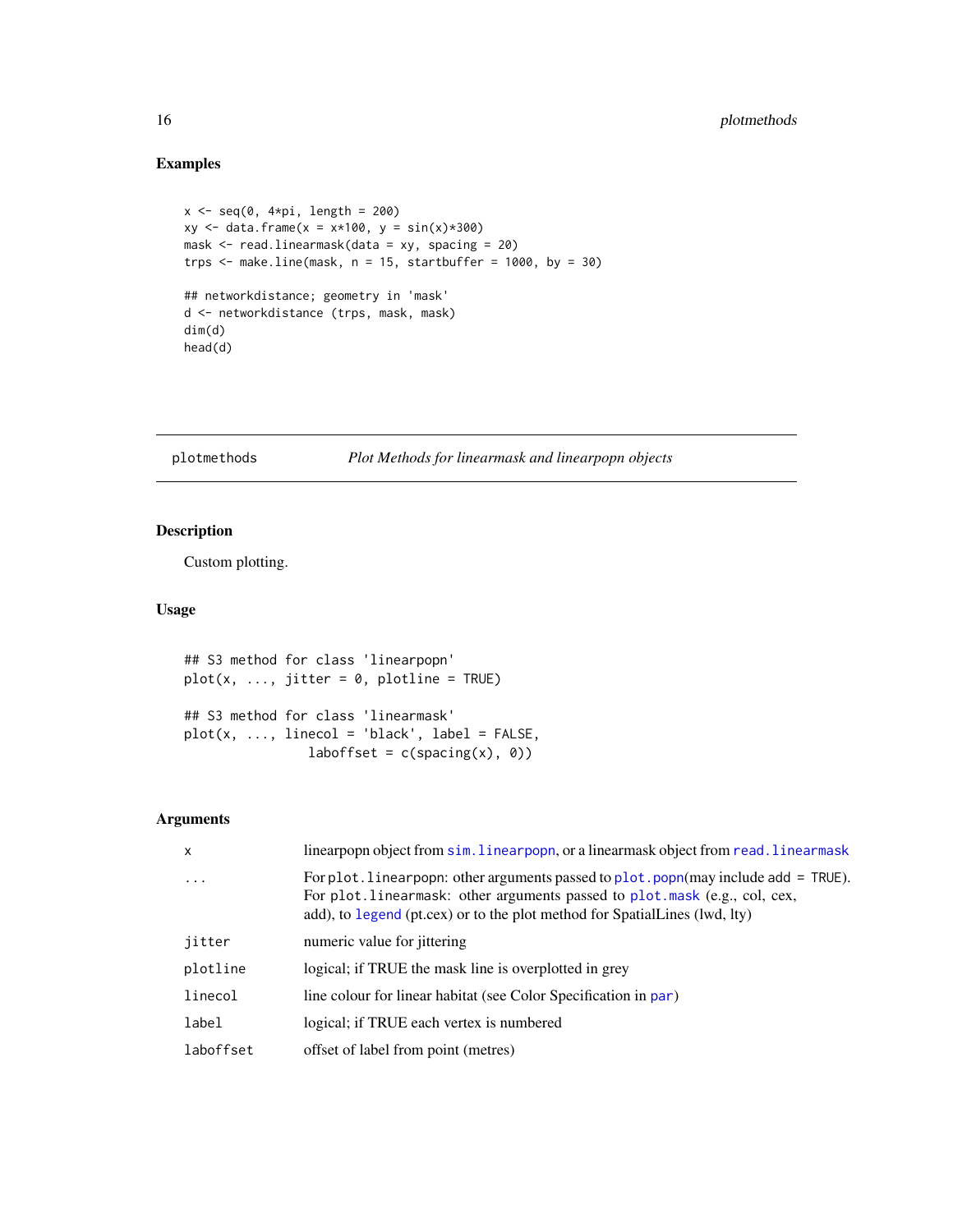## Examples

```
x <- seq(0, 4*pi, length = 200)
xy <- data.frame(x = x*100, y = sin(x)*300)
mask <- read.linearmask(data = xy, spacing = 20)
trps <- make.line(mask, n = 15, startbuffer = 1000, by = 30)

## networkdistance; geometry in 'mask'
d <- networkdistance (trps, mask, mask)
dim(d)
head(d)
```

---

# plotmethods — *Plot Methods for linearmask and linearpopn objects*

---

## Description

Custom plotting.

## Usage

```
## S3 method for class 'linearpopn'
plot(x, ..., jitter = 0, plotline = TRUE)

## S3 method for class 'linearmask'
plot(x, ..., linecol = 'black', label = FALSE,
                laboffset = c(spacing(x), 0))
```

## Arguments

| | |
|---|---|
| `x` | linearpopn object from `sim.linearpopn`, or a linearmask object from `read.linearmask` |
| `...` | For `plot.linearpopn`: other arguments passed to `plot.popn`(may include `add = TRUE`). For `plot.linearmask`: other arguments passed to `plot.mask` (e.g., col, cex, add), to `legend` (pt.cex) or to the plot method for SpatialLines (lwd, lty) |
| `jitter` | numeric value for jittering |
| `plotline` | logical; if TRUE the mask line is overplotted in grey |
| `linecol` | line colour for linear habitat (see Color Specification in `par`) |
| `label` | logical; if TRUE each vertex is numbered |
| `laboffset` | offset of label from point (metres) |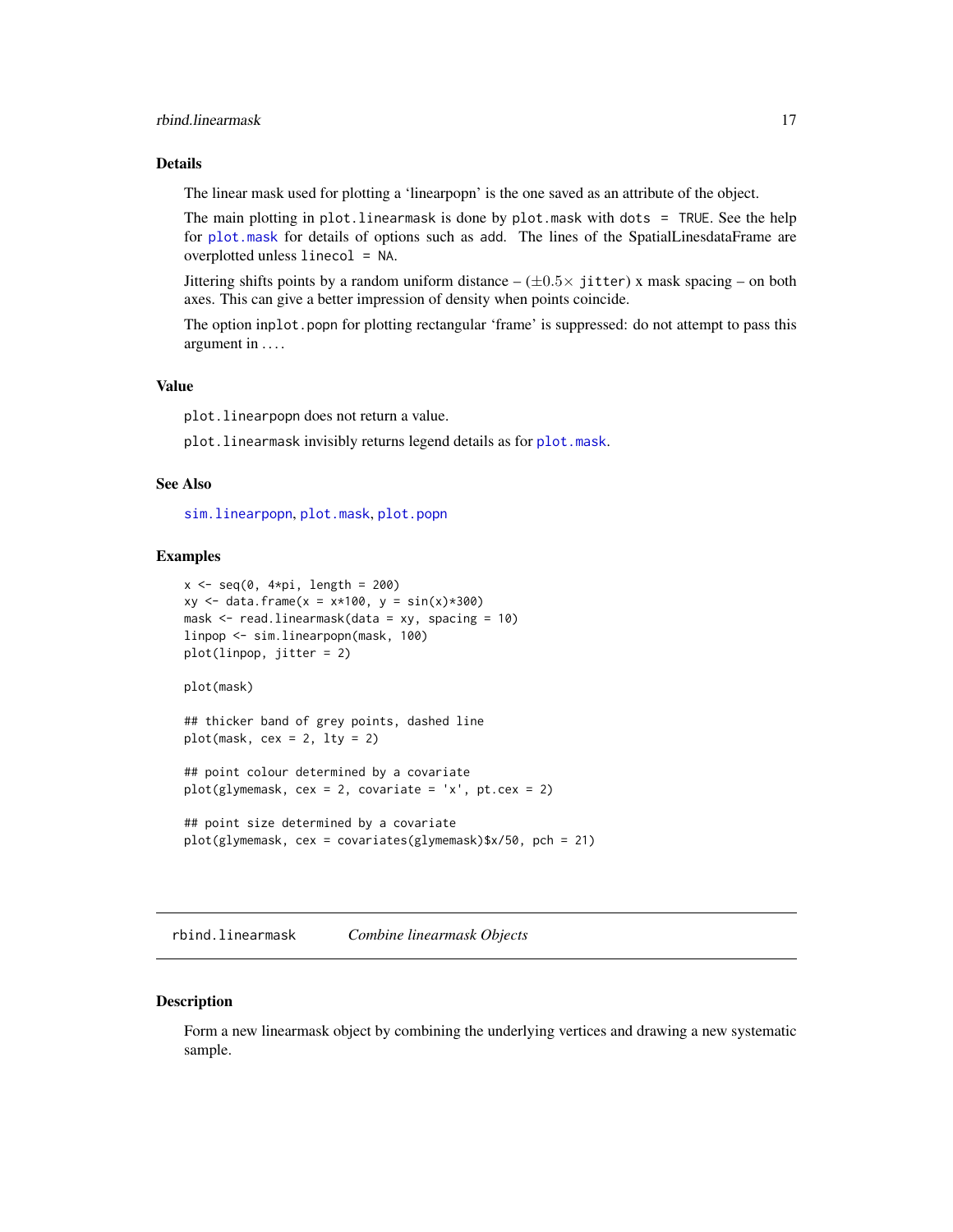## Details

The linear mask used for plotting a ‘linearpopn’ is the one saved as an attribute of the object.

The main plotting in `plot.linearmask` is done by `plot.mask` with `dots = TRUE`. See the help for `plot.mask` for details of options such as add. The lines of the SpatialLinesdataFrame are overplotted unless `linecol = NA`.

Jittering shifts points by a random uniform distance – ($\pm 0.5\times$ `jitter`) x mask spacing – on both axes. This can give a better impression of density when points coincide.

The option in`plot.popn` for plotting rectangular ‘frame’ is suppressed: do not attempt to pass this argument in ....

## Value

`plot.linearpopn` does not return a value.

`plot.linearmask` invisibly returns legend details as for `plot.mask`.

## See Also

`sim.linearpopn`, `plot.mask`, `plot.popn`

## Examples

```
x <- seq(0, 4*pi, length = 200)
xy <- data.frame(x = x*100, y = sin(x)*300)
mask <- read.linearmask(data = xy, spacing = 10)
linpop <- sim.linearpopn(mask, 100)
plot(linpop, jitter = 2)

plot(mask)

## thicker band of grey points, dashed line
plot(mask, cex = 2, lty = 2)

## point colour determined by a covariate
plot(glymemask, cex = 2, covariate = 'x', pt.cex = 2)

## point size determined by a covariate
plot(glymemask, cex = covariates(glymemask)$x/50, pch = 21)
```

---

# rbind.linearmask &nbsp;&nbsp;&nbsp; *Combine linearmask Objects*

## Description

Form a new linearmask object by combining the underlying vertices and drawing a new systematic sample.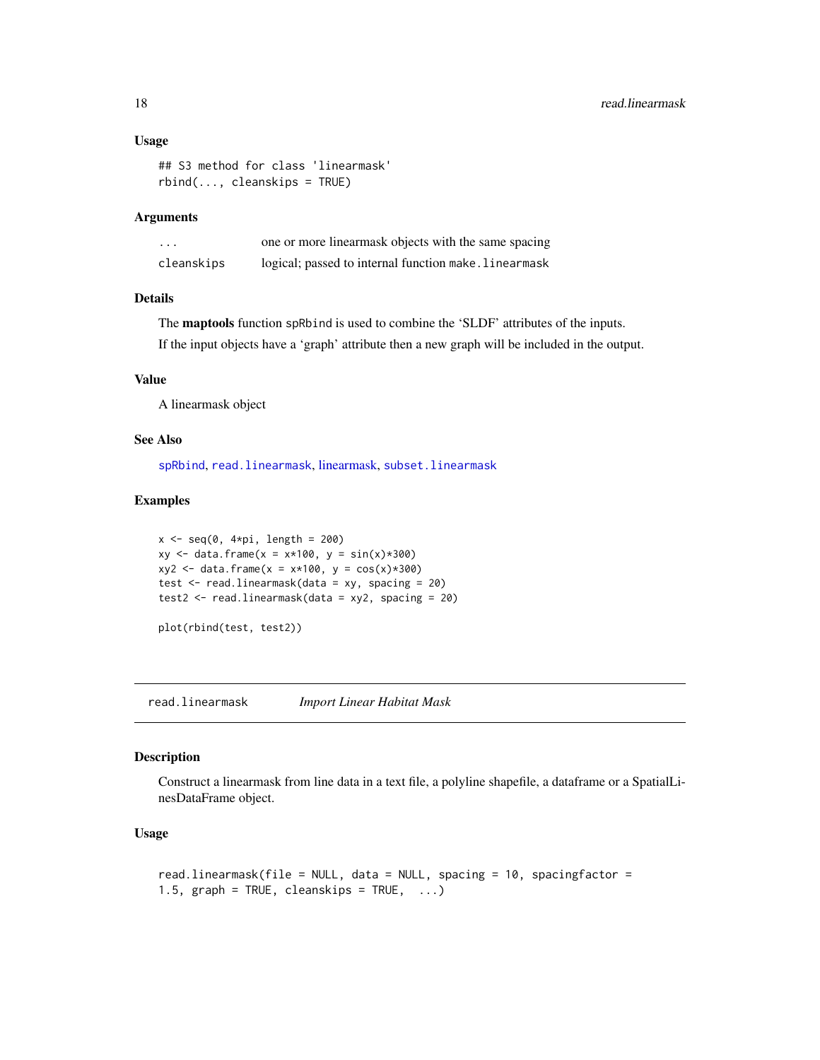### Usage

```
## S3 method for class 'linearmask'
rbind(..., cleanskips = TRUE)
```

### Arguments

| | |
|---|---|
| ... | one or more linearmask objects with the same spacing |
| cleanskips | logical; passed to internal function make.linearmask |

### Details

The **maptools** function spRbind is used to combine the 'SLDF' attributes of the inputs.

If the input objects have a 'graph' attribute then a new graph will be included in the output.

### Value

A linearmask object

### See Also

spRbind, read.linearmask, linearmask, subset.linearmask

### Examples

```
x <- seq(0, 4*pi, length = 200)
xy <- data.frame(x = x*100, y = sin(x)*300)
xy2 <- data.frame(x = x*100, y = cos(x)*300)
test <- read.linearmask(data = xy, spacing = 20)
test2 <- read.linearmask(data = xy2, spacing = 20)

plot(rbind(test, test2))
```

---

## read.linearmask *Import Linear Habitat Mask*

### Description

Construct a linearmask from line data in a text file, a polyline shapefile, a dataframe or a SpatialLinesDataFrame object.

### Usage

```
read.linearmask(file = NULL, data = NULL, spacing = 10, spacingfactor =
1.5, graph = TRUE, cleanskips = TRUE,  ...)
```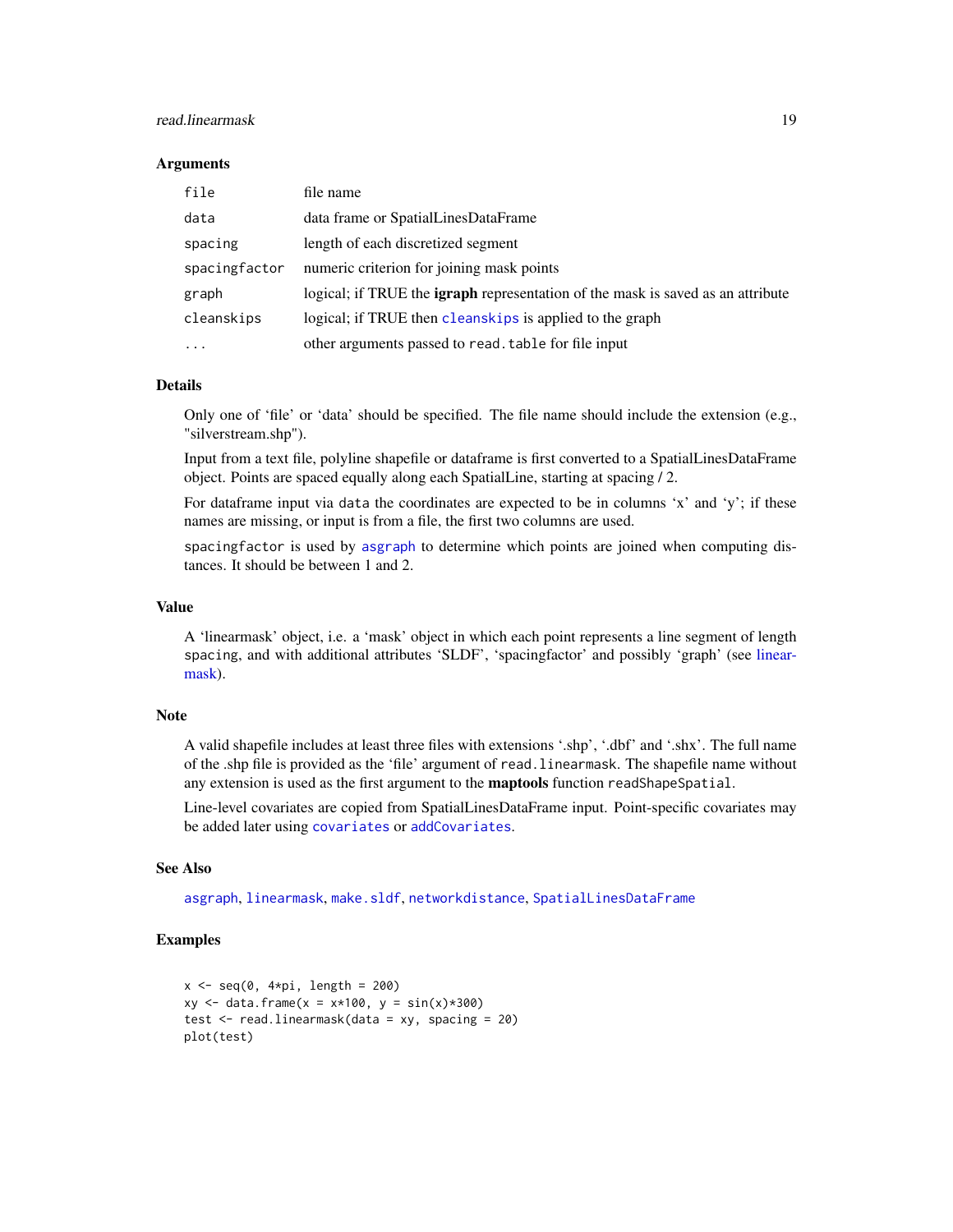### Arguments

| | |
|---|---|
| `file` | file name |
| `data` | data frame or SpatialLinesDataFrame |
| `spacing` | length of each discretized segment |
| `spacingfactor` | numeric criterion for joining mask points |
| `graph` | logical; if TRUE the **igraph** representation of the mask is saved as an attribute |
| `cleanskips` | logical; if TRUE then `cleanskips` is applied to the graph |
| `...` | other arguments passed to `read.table` for file input |

### Details

Only one of 'file' or 'data' should be specified. The file name should include the extension (e.g., "silverstream.shp").

Input from a text file, polyline shapefile or dataframe is first converted to a SpatialLinesDataFrame object. Points are spaced equally along each SpatialLine, starting at spacing / 2.

For dataframe input via `data` the coordinates are expected to be in columns 'x' and 'y'; if these names are missing, or input is from a file, the first two columns are used.

`spacingfactor` is used by `asgraph` to determine which points are joined when computing distances. It should be between 1 and 2.

### Value

A 'linearmask' object, i.e. a 'mask' object in which each point represents a line segment of length `spacing`, and with additional attributes 'SLDF', 'spacingfactor' and possibly 'graph' (see linearmask).

### Note

A valid shapefile includes at least three files with extensions '.shp', '.dbf' and '.shx'. The full name of the .shp file is provided as the 'file' argument of `read.linearmask`. The shapefile name without any extension is used as the first argument to the **maptools** function `readShapeSpatial`.

Line-level covariates are copied from SpatialLinesDataFrame input. Point-specific covariates may be added later using `covariates` or `addCovariates`.

### See Also

`asgraph`, `linearmask`, `make.sldf`, `networkdistance`, `SpatialLinesDataFrame`

### Examples

```
x <- seq(0, 4*pi, length = 200)
xy <- data.frame(x = x*100, y = sin(x)*300)
test <- read.linearmask(data = xy, spacing = 20)
plot(test)
```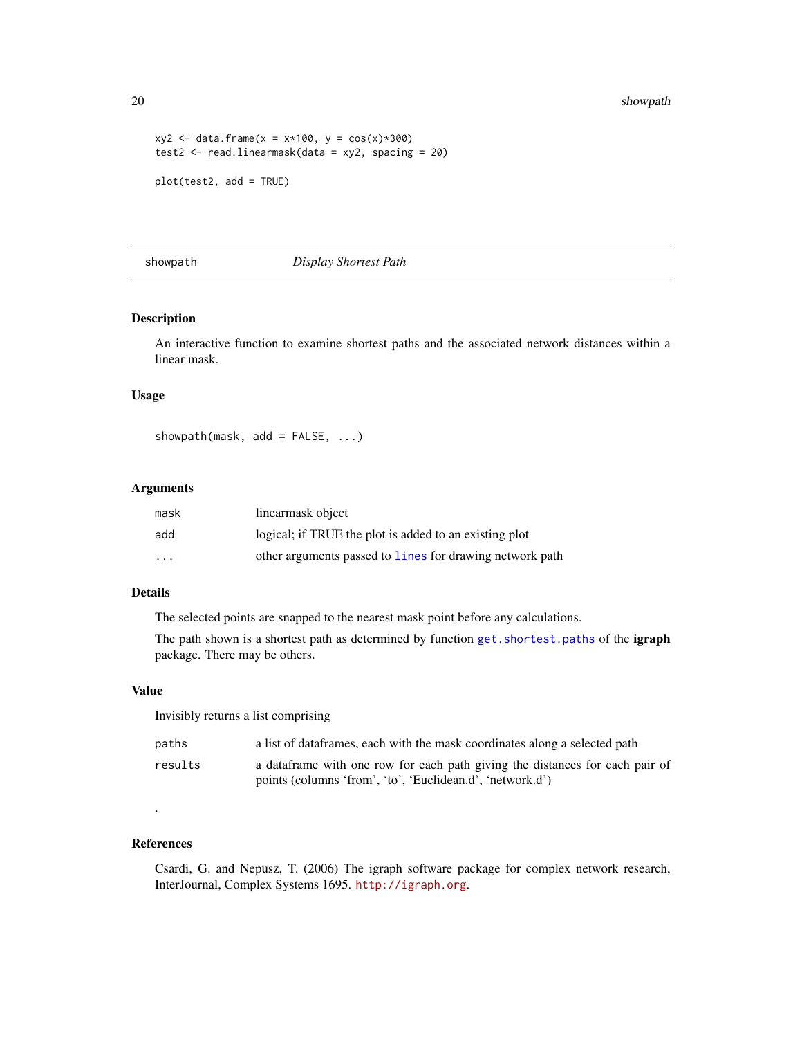```
xy2 <- data.frame(x = x*100, y = cos(x)*300)
test2 <- read.linearmask(data = xy2, spacing = 20)

plot(test2, add = TRUE)
```

---

## showpath — *Display Shortest Path*

---

### Description

An interactive function to examine shortest paths and the associated network distances within a linear mask.

### Usage

```
showpath(mask, add = FALSE, ...)
```

### Arguments

| | |
|---|---|
| `mask` | linearmask object |
| `add` | logical; if TRUE the plot is added to an existing plot |
| `...` | other arguments passed to `lines` for drawing network path |

### Details

The selected points are snapped to the nearest mask point before any calculations.

The path shown is a shortest path as determined by function `get.shortest.paths` of the **igraph** package. There may be others.

### Value

Invisibly returns a list comprising

| | |
|---|---|
| `paths` | a list of dataframes, each with the mask coordinates along a selected path |
| `results` | a dataframe with one row for each path giving the distances for each pair of points (columns 'from', 'to', 'Euclidean.d', 'network.d') |

.

### References

Csardi, G. and Nepusz, T. (2006) The igraph software package for complex network research, InterJournal, Complex Systems 1695. http://igraph.org.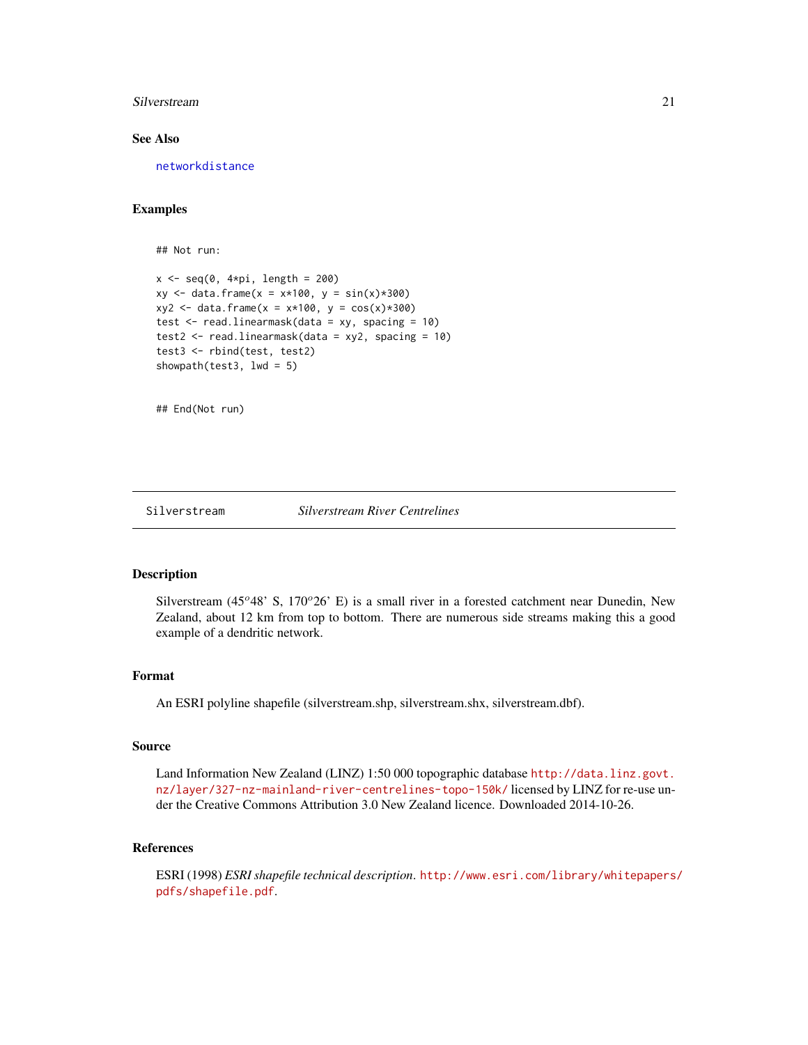### See Also

networkdistance

### Examples

```
## Not run:

x <- seq(0, 4*pi, length = 200)
xy <- data.frame(x = x*100, y = sin(x)*300)
xy2 <- data.frame(x = x*100, y = cos(x)*300)
test <- read.linearmask(data = xy, spacing = 10)
test2 <- read.linearmask(data = xy2, spacing = 10)
test3 <- rbind(test, test2)
showpath(test3, lwd = 5)


## End(Not run)
```

---

## Silverstream — *Silverstream River Centrelines*

---

### Description

Silverstream (45$^o$48' S, 170$^o$26' E) is a small river in a forested catchment near Dunedin, New Zealand, about 12 km from top to bottom. There are numerous side streams making this a good example of a dendritic network.

### Format

An ESRI polyline shapefile (silverstream.shp, silverstream.shx, silverstream.dbf).

### Source

Land Information New Zealand (LINZ) 1:50 000 topographic database http://data.linz.govt.nz/layer/327-nz-mainland-river-centrelines-topo-150k/ licensed by LINZ for re-use under the Creative Commons Attribution 3.0 New Zealand licence. Downloaded 2014-10-26.

### References

ESRI (1998) *ESRI shapefile technical description*. http://www.esri.com/library/whitepapers/pdfs/shapefile.pdf.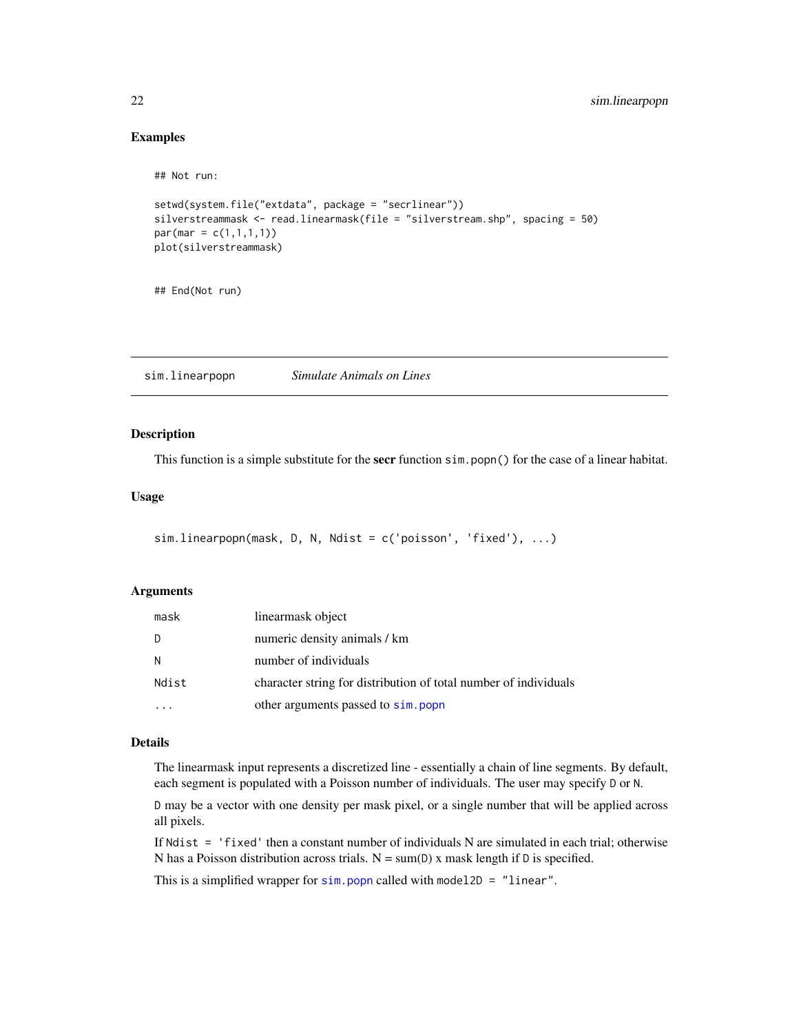## Examples

```
## Not run:

setwd(system.file("extdata", package = "secrlinear"))
silverstreammask <- read.linearmask(file = "silverstream.shp", spacing = 50)
par(mar = c(1,1,1,1))
plot(silverstreammask)


## End(Not run)
```

---

# sim.linearpopn *Simulate Animals on Lines*

---

## Description

This function is a simple substitute for the **secr** function `sim.popn()` for the case of a linear habitat.

## Usage

```
sim.linearpopn(mask, D, N, Ndist = c('poisson', 'fixed'), ...)
```

## Arguments

| | |
|---|---|
| `mask` | linearmask object |
| `D` | numeric density animals / km |
| `N` | number of individuals |
| `Ndist` | character string for distribution of total number of individuals |
| `...` | other arguments passed to `sim.popn` |

## Details

The linearmask input represents a discretized line - essentially a chain of line segments. By default, each segment is populated with a Poisson number of individuals. The user may specify `D` or `N`.

`D` may be a vector with one density per mask pixel, or a single number that will be applied across all pixels.

If `Ndist = 'fixed'` then a constant number of individuals N are simulated in each trial; otherwise N has a Poisson distribution across trials. N = sum(`D`) x mask length if `D` is specified.

This is a simplified wrapper for `sim.popn` called with `model2D = "linear"`.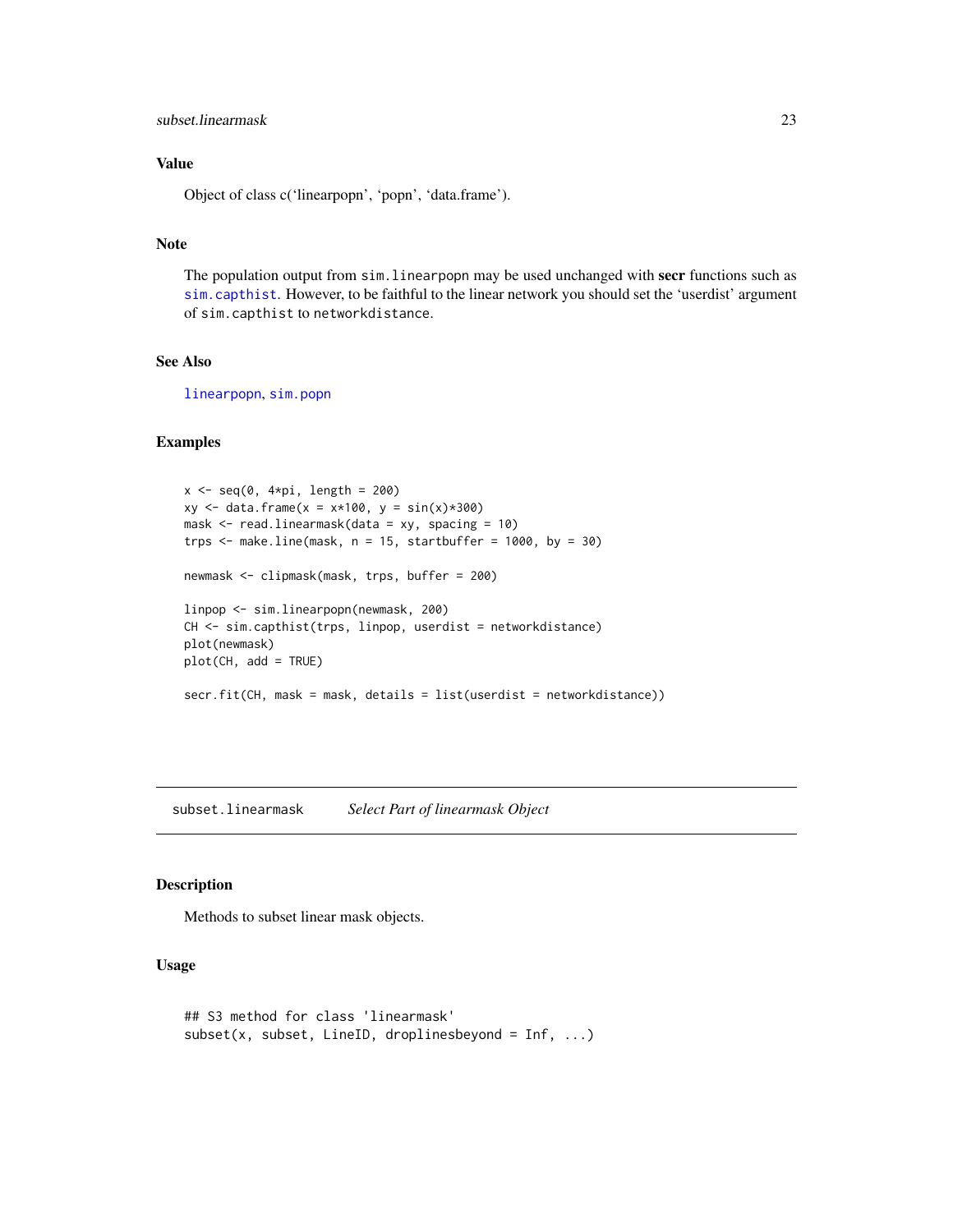### Value

Object of class c('linearpopn', 'popn', 'data.frame').

### Note

The population output from `sim.linearpopn` may be used unchanged with **secr** functions such as `sim.capthist`. However, to be faithful to the linear network you should set the 'userdist' argument of `sim.capthist` to `networkdistance`.

### See Also

`linearpopn`, `sim.popn`

### Examples

```
x <- seq(0, 4*pi, length = 200)
xy <- data.frame(x = x*100, y = sin(x)*300)
mask <- read.linearmask(data = xy, spacing = 10)
trps <- make.line(mask, n = 15, startbuffer = 1000, by = 30)

newmask <- clipmask(mask, trps, buffer = 200)

linpop <- sim.linearpopn(newmask, 200)
CH <- sim.capthist(trps, linpop, userdist = networkdistance)
plot(newmask)
plot(CH, add = TRUE)

secr.fit(CH, mask = mask, details = list(userdist = networkdistance))
```

---

## subset.linearmask — *Select Part of linearmask Object*

### Description

Methods to subset linear mask objects.

### Usage

```
## S3 method for class 'linearmask'
subset(x, subset, LineID, droplinesbeyond = Inf, ...)
```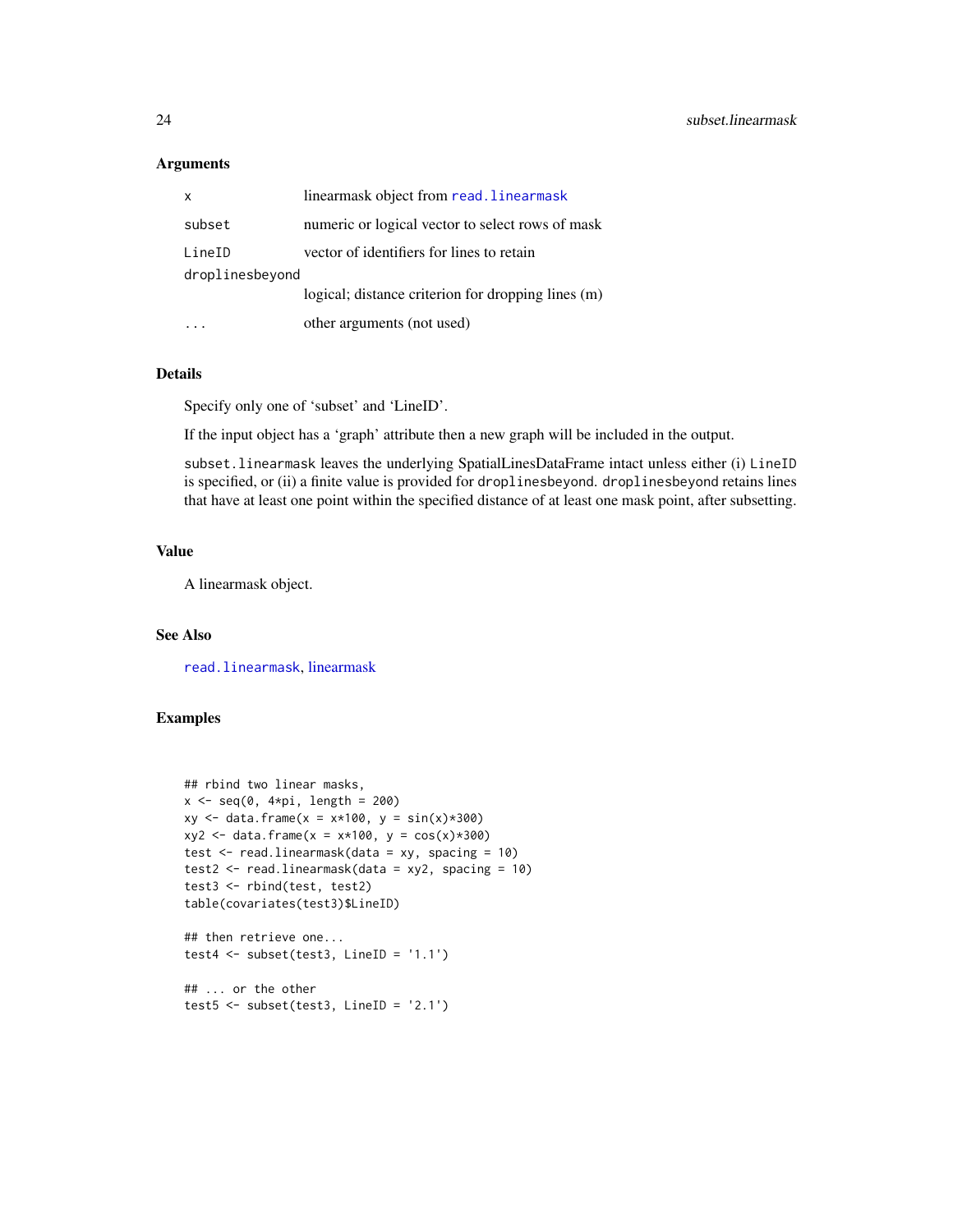## Arguments

| | |
|---|---|
| `x` | linearmask object from `read.linearmask` |
| `subset` | numeric or logical vector to select rows of mask |
| `LineID` | vector of identifiers for lines to retain |
| `droplinesbeyond` | logical; distance criterion for dropping lines (m) |
| `...` | other arguments (not used) |

## Details

Specify only one of 'subset' and 'LineID'.

If the input object has a 'graph' attribute then a new graph will be included in the output.

`subset.linearmask` leaves the underlying SpatialLinesDataFrame intact unless either (i) `LineID` is specified, or (ii) a finite value is provided for `droplinesbeyond`. `droplinesbeyond` retains lines that have at least one point within the specified distance of at least one mask point, after subsetting.

## Value

A linearmask object.

## See Also

`read.linearmask`, linearmask

## Examples

```
## rbind two linear masks,
x <- seq(0, 4*pi, length = 200)
xy <- data.frame(x = x*100, y = sin(x)*300)
xy2 <- data.frame(x = x*100, y = cos(x)*300)
test <- read.linearmask(data = xy, spacing = 10)
test2 <- read.linearmask(data = xy2, spacing = 10)
test3 <- rbind(test, test2)
table(covariates(test3)$LineID)

## then retrieve one...
test4 <- subset(test3, LineID = '1.1')

## ... or the other
test5 <- subset(test3, LineID = '2.1')
```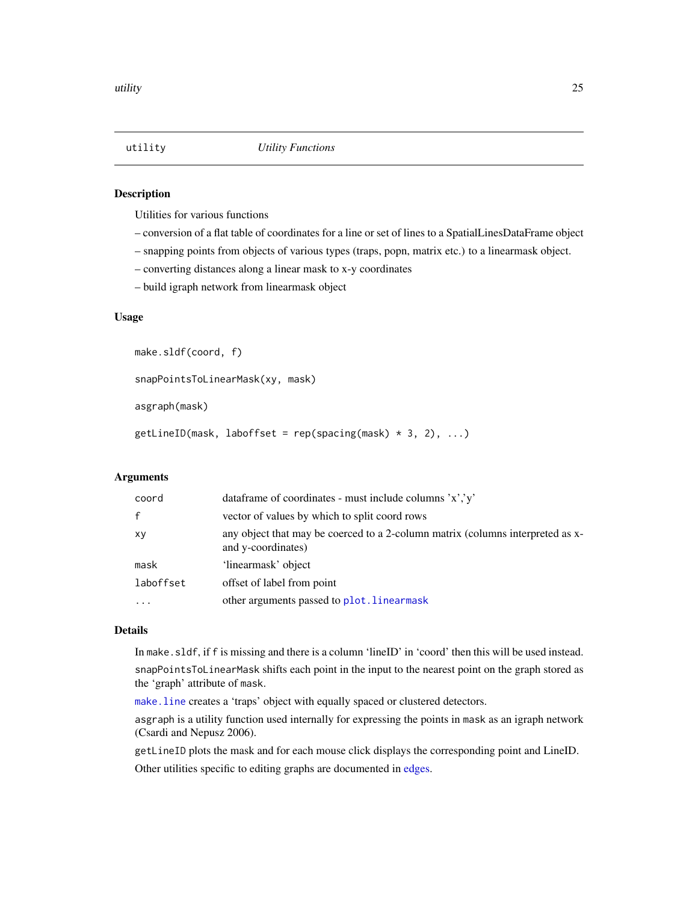# utility — *Utility Functions*

## Description

Utilities for various functions

– conversion of a flat table of coordinates for a line or set of lines to a SpatialLinesDataFrame object

– snapping points from objects of various types (traps, popn, matrix etc.) to a linearmask object.

– converting distances along a linear mask to x-y coordinates

– build igraph network from linearmask object

## Usage

```
make.sldf(coord, f)

snapPointsToLinearMask(xy, mask)

asgraph(mask)

getLineID(mask, laboffset = rep(spacing(mask) * 3, 2), ...)
```

## Arguments

| | |
|---|---|
| `coord` | dataframe of coordinates - must include columns 'x','y' |
| `f` | vector of values by which to split coord rows |
| `xy` | any object that may be coerced to a 2-column matrix (columns interpreted as x- and y-coordinates) |
| `mask` | 'linearmask' object |
| `laboffset` | offset of label from point |
| `...` | other arguments passed to `plot.linearmask` |

## Details

In `make.sldf`, if `f` is missing and there is a column 'lineID' in 'coord' then this will be used instead.

`snapPointsToLinearMask` shifts each point in the input to the nearest point on the graph stored as the 'graph' attribute of `mask`.

`make.line` creates a 'traps' object with equally spaced or clustered detectors.

`asgraph` is a utility function used internally for expressing the points in `mask` as an igraph network (Csardi and Nepusz 2006).

`getLineID` plots the mask and for each mouse click displays the corresponding point and LineID.

Other utilities specific to editing graphs are documented in edges.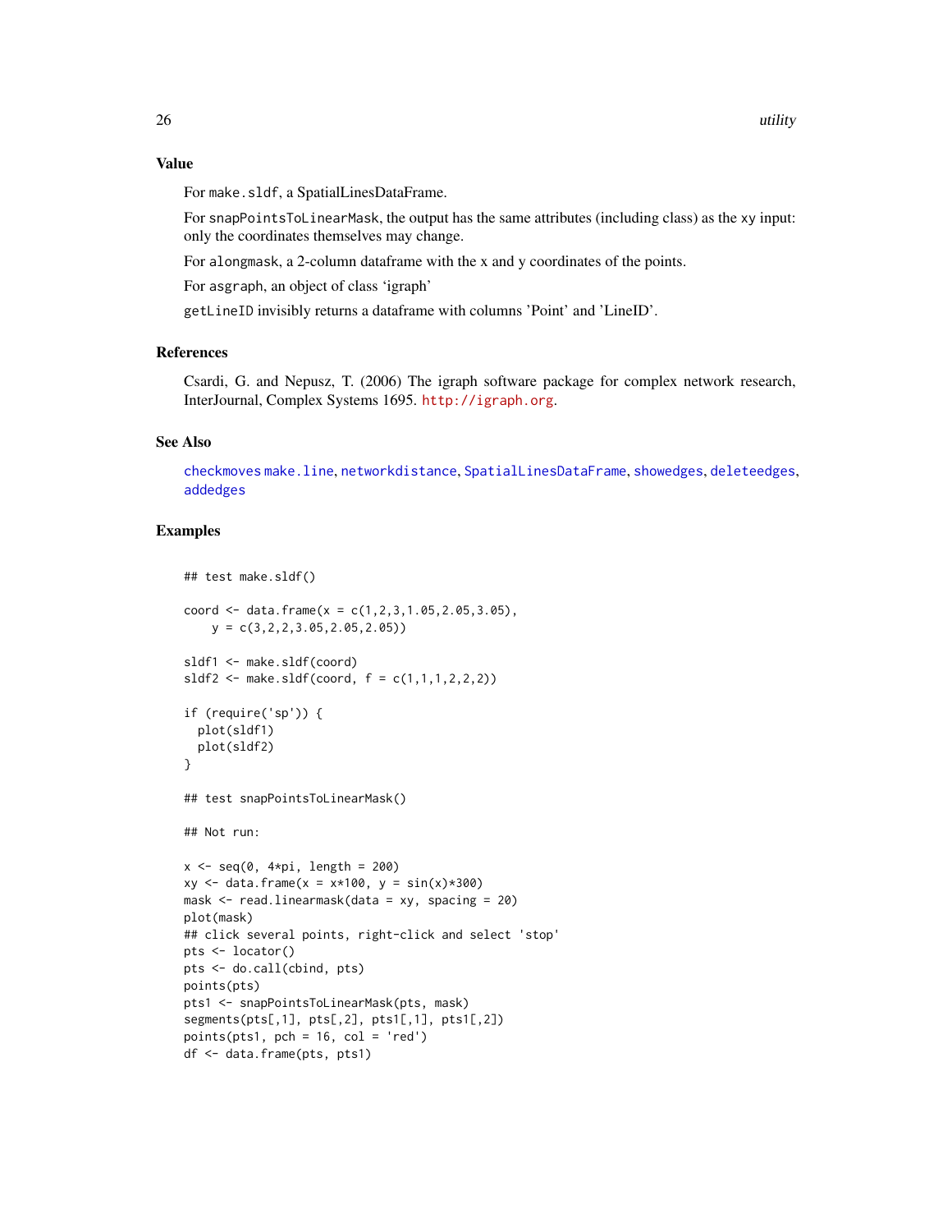## Value

For `make.sldf`, a SpatialLinesDataFrame.

For `snapPointsToLinearMask`, the output has the same attributes (including class) as the `xy` input: only the coordinates themselves may change.

For `alongmask`, a 2-column dataframe with the x and y coordinates of the points.

For `asgraph`, an object of class 'igraph'

`getLineID` invisibly returns a dataframe with columns 'Point' and 'LineID'.

## References

Csardi, G. and Nepusz, T. (2006) The igraph software package for complex network research, InterJournal, Complex Systems 1695. http://igraph.org.

## See Also

checkmoves make.line, networkdistance, SpatialLinesDataFrame, showedges, deleteedges, addedges

## Examples

```
## test make.sldf()

coord <- data.frame(x = c(1,2,3,1.05,2.05,3.05),
    y = c(3,2,2,3.05,2.05,2.05))

sldf1 <- make.sldf(coord)
sldf2 <- make.sldf(coord, f = c(1,1,1,2,2,2))

if (require('sp')) {
  plot(sldf1)
  plot(sldf2)
}

## test snapPointsToLinearMask()

## Not run:

x <- seq(0, 4*pi, length = 200)
xy <- data.frame(x = x*100, y = sin(x)*300)
mask <- read.linearmask(data = xy, spacing = 20)
plot(mask)
## click several points, right-click and select 'stop'
pts <- locator()
pts <- do.call(cbind, pts)
points(pts)
pts1 <- snapPointsToLinearMask(pts, mask)
segments(pts[,1], pts[,2], pts1[,1], pts1[,2])
points(pts1, pch = 16, col = 'red')
df <- data.frame(pts, pts1)
```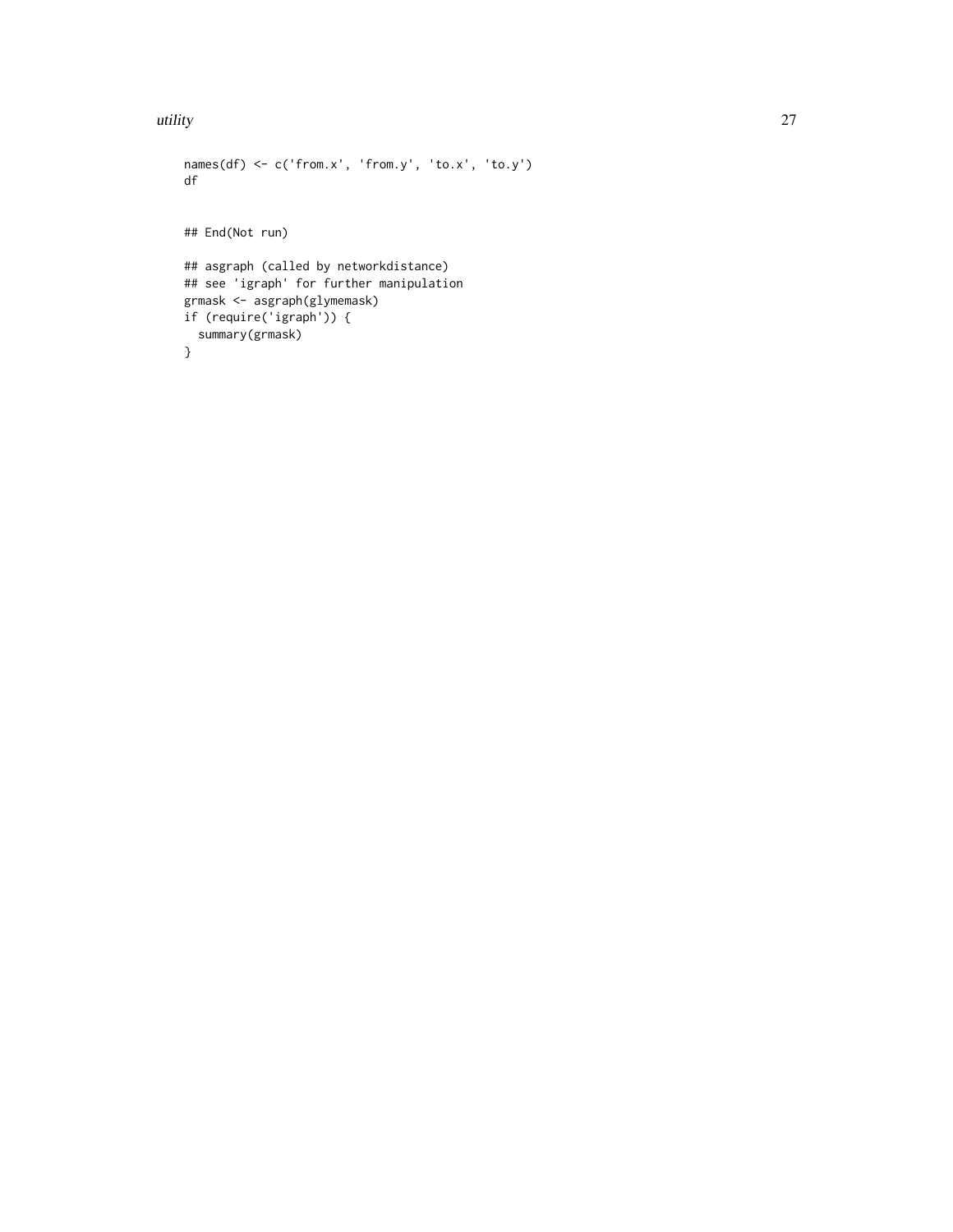```
names(df) <- c('from.x', 'from.y', 'to.x', 'to.y')
df


## End(Not run)

## asgraph (called by networkdistance)
## see 'igraph' for further manipulation
grmask <- asgraph(glymemask)
if (require('igraph')) {
  summary(grmask)
}
```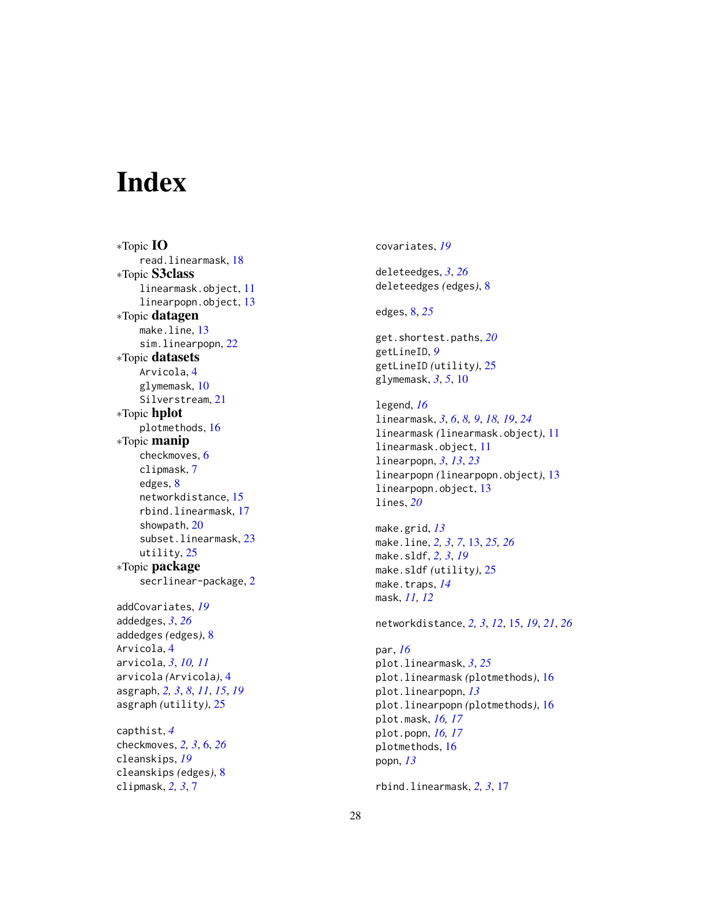# Index

*Topic **IO**
- read.linearmask, 18

*Topic **S3class**
- linearmask.object, 11
- linearpopn.object, 13

*Topic **datagen**
- make.line, 13
- sim.linearpopn, 22

*Topic **datasets**
- Arvicola, 4
- glymemask, 10
- Silverstream, 21

*Topic **hplot**
- plotmethods, 16

*Topic **manip**
- checkmoves, 6
- clipmask, 7
- edges, 8
- networkdistance, 15
- rbind.linearmask, 17
- showpath, 20
- subset.linearmask, 23
- utility, 25

*Topic **package**
- secrlinear-package, 2

addCovariates, *19*
addedges, *3*, *26*
addedges *(edges)*, 8
Arvicola, 4
arvicola, *3*, *10, 11*
arvicola *(Arvicola)*, 4
asgraph, *2, 3*, *8*, *11*, *15*, *19*
asgraph *(utility)*, 25

capthist, *4*
checkmoves, *2, 3*, 6, *26*
cleanskips, *19*
cleanskips *(edges)*, 8
clipmask, *2, 3*, 7

covariates, *19*

deleteedges, *3*, *26*
deleteedges *(edges)*, 8

edges, 8, *25*

get.shortest.paths, *20*
getLineID, *9*
getLineID *(utility)*, 25
glymemask, *3*, *5*, 10

legend, *16*
linearmask, *3*, *6*, *8, 9*, *18, 19*, *24*
linearmask *(linearmask.object)*, 11
linearmask.object, 11
linearpopn, *3*, *13*, *23*
linearpopn *(linearpopn.object)*, 13
linearpopn.object, 13
lines, *20*

make.grid, *13*
make.line, *2, 3*, *7*, 13, *25, 26*
make.sldf, *2, 3*, *19*
make.sldf *(utility)*, 25
make.traps, *14*
mask, *11, 12*

networkdistance, *2, 3*, *12*, 15, *19*, *21*, *26*

par, *16*
plot.linearmask, *3*, *25*
plot.linearmask *(plotmethods)*, 16
plot.linearpopn, *13*
plot.linearpopn *(plotmethods)*, 16
plot.mask, *16, 17*
plot.popn, *16, 17*
plotmethods, 16
popn, *13*

rbind.linearmask, *2, 3*, 17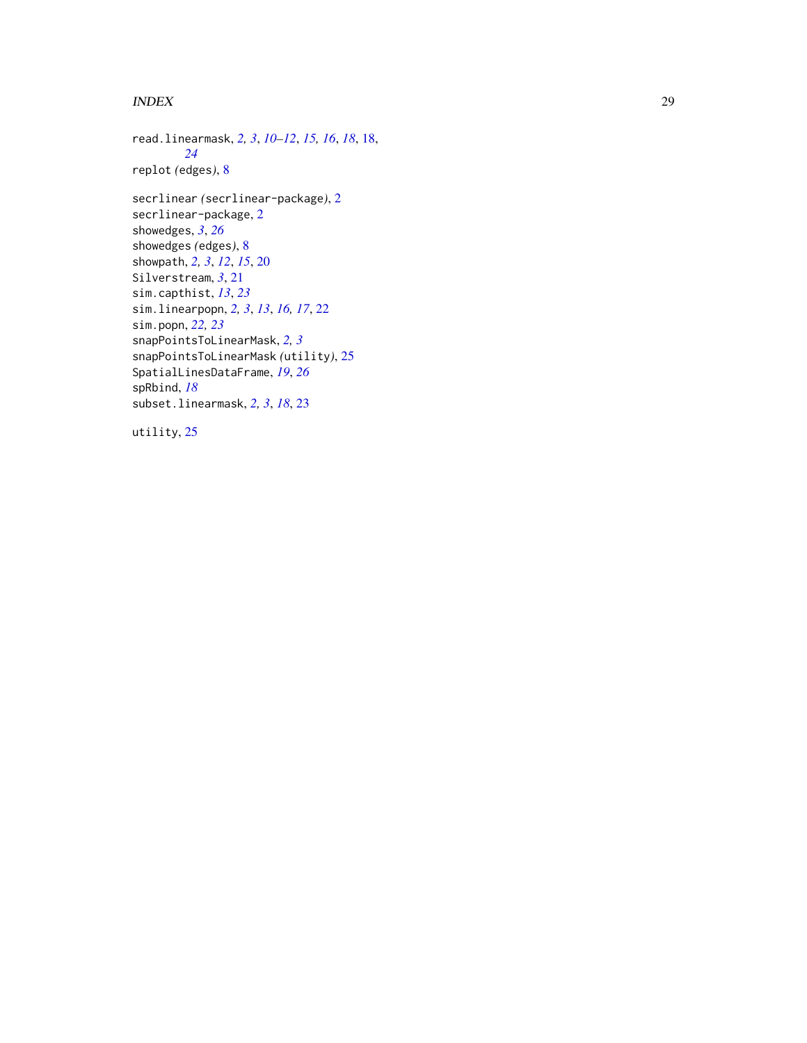read.linearmask, *2, 3*, *10–12*, *15, 16*, *18*, 18, *24*
replot *(*edges*)*, 8

secrlinear *(*secrlinear-package*)*, 2
secrlinear-package, 2
showedges, *3*, *26*
showedges *(*edges*)*, 8
showpath, *2, 3*, *12*, *15*, 20
Silverstream, *3*, 21
sim.capthist, *13*, *23*
sim.linearpopn, *2, 3*, *13*, *16, 17*, 22
sim.popn, *22, 23*
snapPointsToLinearMask, *2, 3*
snapPointsToLinearMask *(*utility*)*, 25
SpatialLinesDataFrame, *19*, *26*
spRbind, *18*
subset.linearmask, *2, 3*, *18*, 23

utility, 25